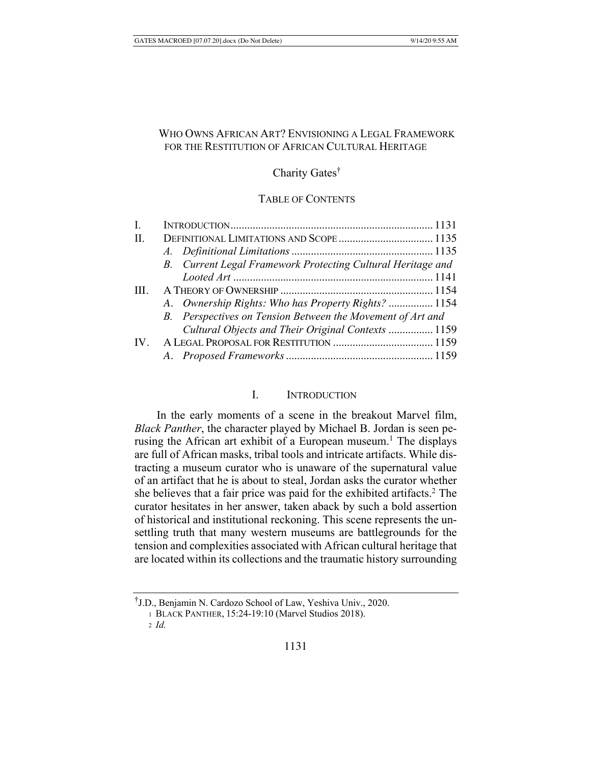# WHO OWNS AFRICAN ART? ENVISIONING A LEGAL FRAMEWORK FOR THE RESTITUTION OF AFRICAN CULTURAL HERITAGE

Charity Gates†

TABLE OF CONTENTS

| | | |
|---|---|---|
| I. | INTRODUCTION | 1131 |
| II. | DEFINITIONAL LIMITATIONS AND SCOPE | 1135 |
| | *A. Definitional Limitations* | 1135 |
| | *B. Current Legal Framework Protecting Cultural Heritage and Looted Art* | 1141 |
| III. | A THEORY OF OWNERSHIP | 1154 |
| | *A. Ownership Rights: Who has Property Rights?* | 1154 |
| | *B. Perspectives on Tension Between the Movement of Art and Cultural Objects and Their Original Contexts* | 1159 |
| IV. | A LEGAL PROPOSAL FOR RESTITUTION | 1159 |
| | *A. Proposed Frameworks* | 1159 |

## I. INTRODUCTION

In the early moments of a scene in the breakout Marvel film, *Black Panther*, the character played by Michael B. Jordan is seen perusing the African art exhibit of a European museum.[1] The displays are full of African masks, tribal tools and intricate artifacts. While distracting a museum curator who is unaware of the supernatural value of an artifact that he is about to steal, Jordan asks the curator whether she believes that a fair price was paid for the exhibited artifacts.[2] The curator hesitates in her answer, taken aback by such a bold assertion of historical and institutional reckoning. This scene represents the unsettling truth that many western museums are battlegrounds for the tension and complexities associated with African cultural heritage that are located within its collections and the traumatic history surrounding

---

†J.D., Benjamin N. Cardozo School of Law, Yeshiva Univ., 2020.

[1] BLACK PANTHER, 15:24-19:10 (Marvel Studios 2018).

[2] *Id.*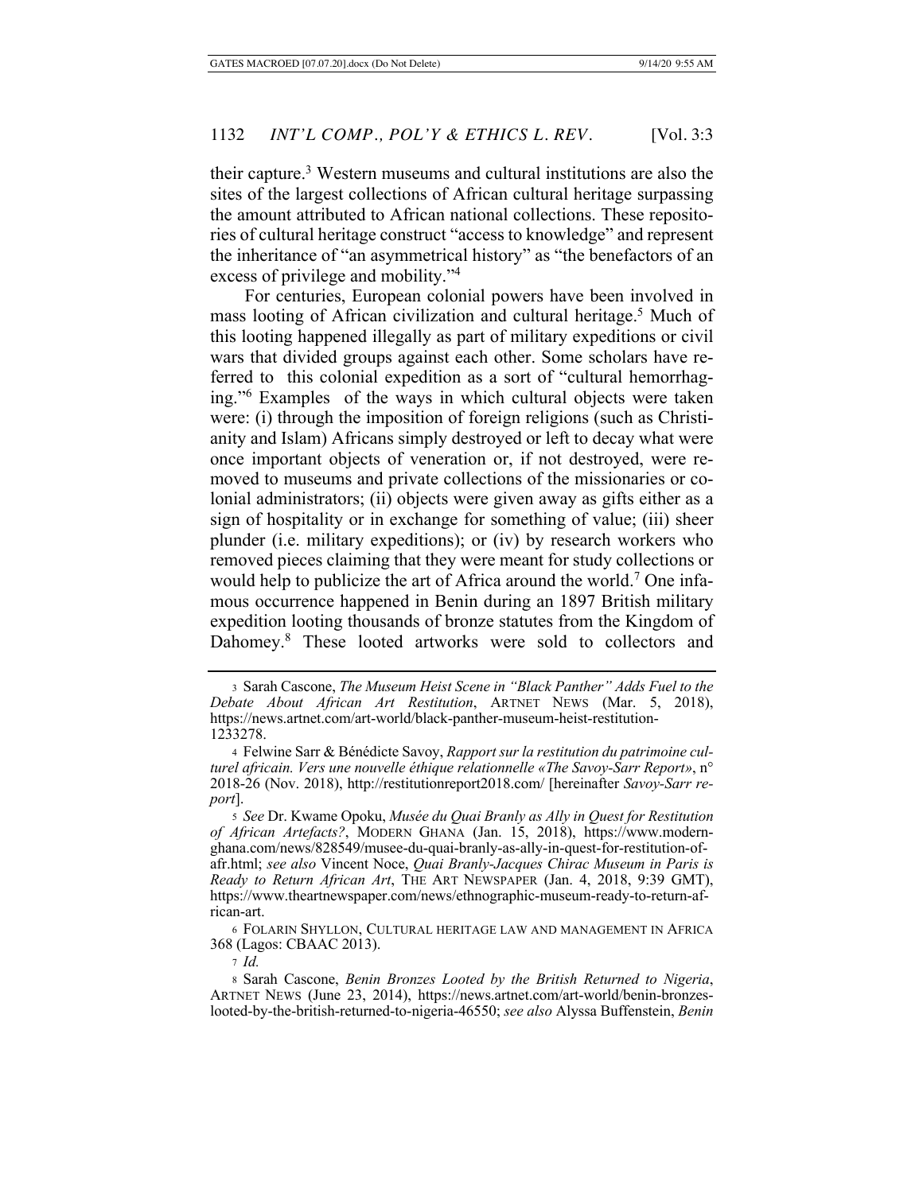their capture.[3] Western museums and cultural institutions are also the sites of the largest collections of African cultural heritage surpassing the amount attributed to African national collections. These repositories of cultural heritage construct "access to knowledge" and represent the inheritance of "an asymmetrical history" as "the benefactors of an excess of privilege and mobility."[4]

For centuries, European colonial powers have been involved in mass looting of African civilization and cultural heritage.[5] Much of this looting happened illegally as part of military expeditions or civil wars that divided groups against each other. Some scholars have referred to this colonial expedition as a sort of "cultural hemorrhaging."[6] Examples of the ways in which cultural objects were taken were: (i) through the imposition of foreign religions (such as Christianity and Islam) Africans simply destroyed or left to decay what were once important objects of veneration or, if not destroyed, were removed to museums and private collections of the missionaries or colonial administrators; (ii) objects were given away as gifts either as a sign of hospitality or in exchange for something of value; (iii) sheer plunder (i.e. military expeditions); or (iv) by research workers who removed pieces claiming that they were meant for study collections or would help to publicize the art of Africa around the world.[7] One infamous occurrence happened in Benin during an 1897 British military expedition looting thousands of bronze statutes from the Kingdom of Dahomey.[8] These looted artworks were sold to collectors and

---

[3] Sarah Cascone, *The Museum Heist Scene in "Black Panther" Adds Fuel to the Debate About African Art Restitution*, ARTNET NEWS (Mar. 5, 2018), https://news.artnet.com/art-world/black-panther-museum-heist-restitution-1233278.

[4] Felwine Sarr & Bénédicte Savoy, *Rapport sur la restitution du patrimoine culturel africain. Vers une nouvelle éthique relationnelle «The Savoy-Sarr Report»*, n° 2018-26 (Nov. 2018), http://restitutionreport2018.com/ [hereinafter *Savoy-Sarr report*].

[5] *See* Dr. Kwame Opoku, *Musée du Quai Branly as Ally in Quest for Restitution of African Artefacts?*, MODERN GHANA (Jan. 15, 2018), https://www.modernghana.com/news/828549/musee-du-quai-branly-as-ally-in-quest-for-restitution-of-afr.html; *see also* Vincent Noce, *Quai Branly-Jacques Chirac Museum in Paris is Ready to Return African Art*, THE ART NEWSPAPER (Jan. 4, 2018, 9:39 GMT), https://www.theartnewspaper.com/news/ethnographic-museum-ready-to-return-african-art.

[6] FOLARIN SHYLLON, CULTURAL HERITAGE LAW AND MANAGEMENT IN AFRICA 368 (Lagos: CBAAC 2013).

[7] *Id.*

[8] Sarah Cascone, *Benin Bronzes Looted by the British Returned to Nigeria*, ARTNET NEWS (June 23, 2014), https://news.artnet.com/art-world/benin-bronzes-looted-by-the-british-returned-to-nigeria-46550; *see also* Alyssa Buffenstein, *Benin*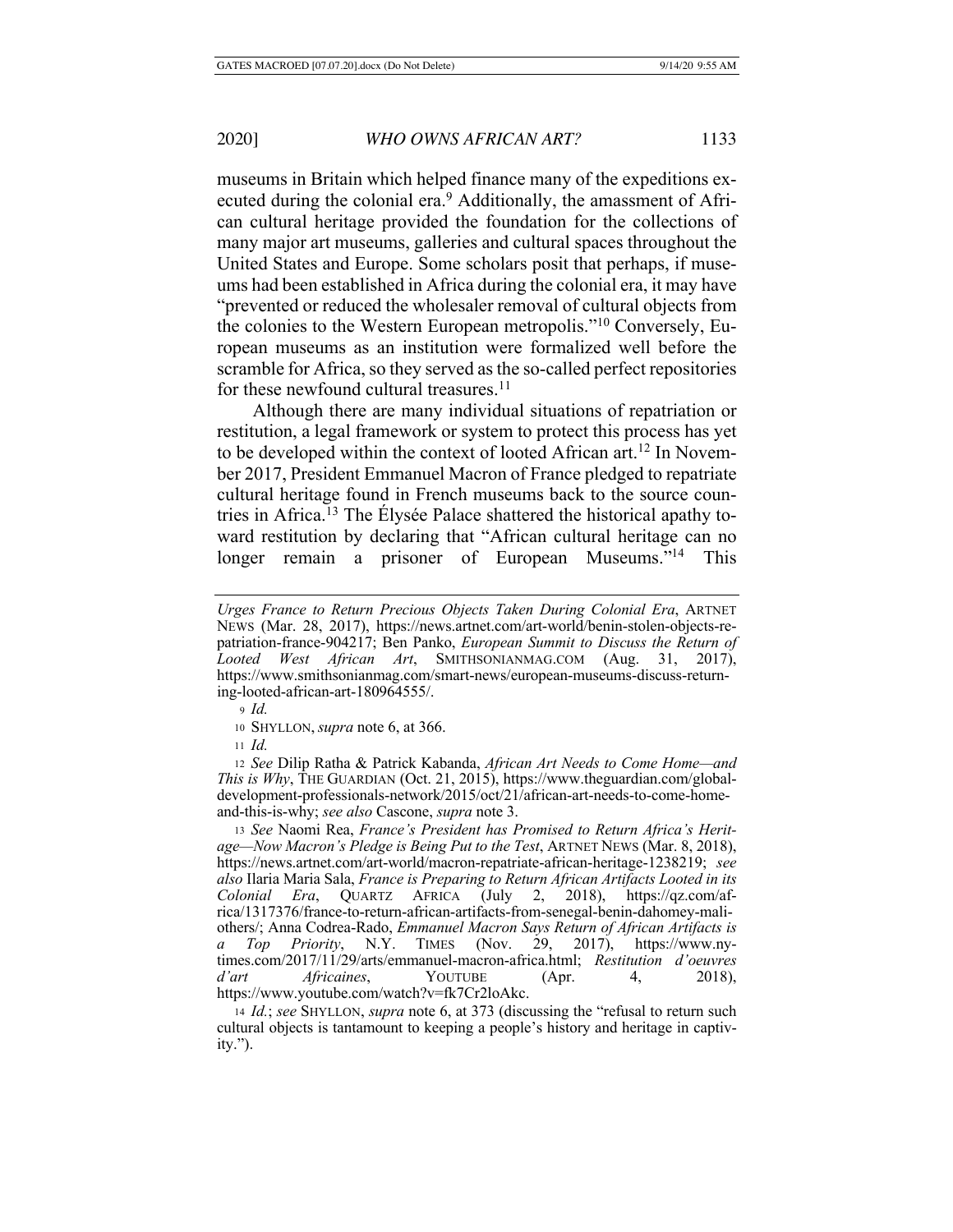museums in Britain which helped finance many of the expeditions executed during the colonial era.[9] Additionally, the amassment of African cultural heritage provided the foundation for the collections of many major art museums, galleries and cultural spaces throughout the United States and Europe. Some scholars posit that perhaps, if museums had been established in Africa during the colonial era, it may have "prevented or reduced the wholesaler removal of cultural objects from the colonies to the Western European metropolis."[10] Conversely, European museums as an institution were formalized well before the scramble for Africa, so they served as the so-called perfect repositories for these newfound cultural treasures.[11]

Although there are many individual situations of repatriation or restitution, a legal framework or system to protect this process has yet to be developed within the context of looted African art.[12] In November 2017, President Emmanuel Macron of France pledged to repatriate cultural heritage found in French museums back to the source countries in Africa.[13] The Élysée Palace shattered the historical apathy toward restitution by declaring that "African cultural heritage can no longer remain a prisoner of European Museums."[14] This

---

*Urges France to Return Precious Objects Taken During Colonial Era*, ARTNET NEWS (Mar. 28, 2017), https://news.artnet.com/art-world/benin-stolen-objects-repatriation-france-904217; Ben Panko, *European Summit to Discuss the Return of Looted West African Art*, SMITHSONIANMAG.COM (Aug. 31, 2017), https://www.smithsonianmag.com/smart-news/european-museums-discuss-returning-looted-african-art-180964555/.

9 *Id.*

10 SHYLLON, *supra* note 6, at 366.

11 *Id.*

12 *See* Dilip Ratha & Patrick Kabanda, *African Art Needs to Come Home—and This is Why*, THE GUARDIAN (Oct. 21, 2015), https://www.theguardian.com/global-development-professionals-network/2015/oct/21/african-art-needs-to-come-home-and-this-is-why; *see also* Cascone, *supra* note 3.

13 *See* Naomi Rea, *France's President has Promised to Return Africa's Heritage—Now Macron's Pledge is Being Put to the Test*, ARTNET NEWS (Mar. 8, 2018), https://news.artnet.com/art-world/macron-repatriate-african-heritage-1238219; *see also* Ilaria Maria Sala, *France is Preparing to Return African Artifacts Looted in its Colonial Era*, QUARTZ AFRICA (July 2, 2018), https://qz.com/africa/1317376/france-to-return-african-artifacts-from-senegal-benin-dahomey-mali-others/; Anna Codrea-Rado, *Emmanuel Macron Says Return of African Artifacts is a Top Priority*, N.Y. TIMES (Nov. 29, 2017), https://www.nytimes.com/2017/11/29/arts/emmanuel-macron-africa.html; *Restitution d'oeuvres d'art Africaines*, YOUTUBE (Apr. 4, 2018), https://www.youtube.com/watch?v=fk7Cr2loAkc.

14 *Id.*; *see* SHYLLON, *supra* note 6, at 373 (discussing the "refusal to return such cultural objects is tantamount to keeping a people's history and heritage in captivity.").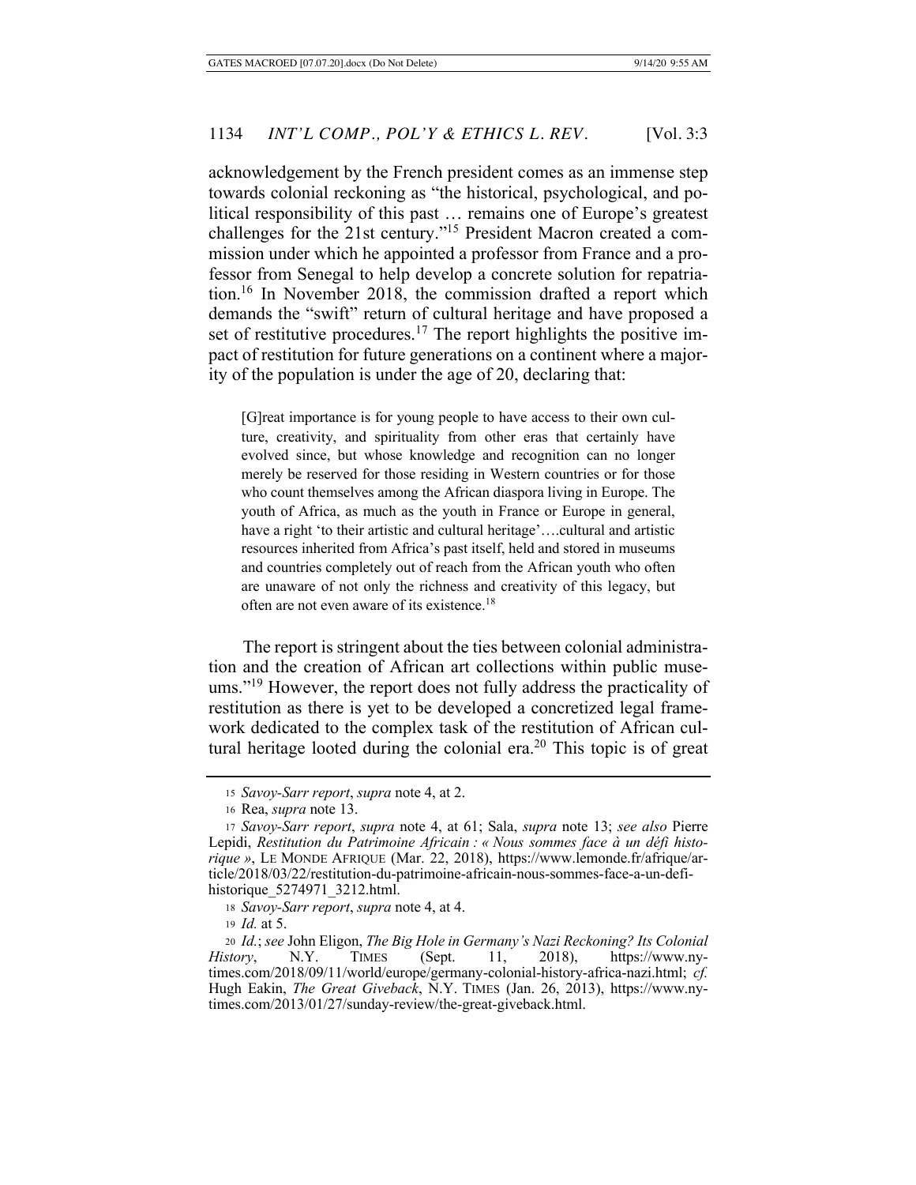acknowledgement by the French president comes as an immense step towards colonial reckoning as "the historical, psychological, and political responsibility of this past … remains one of Europe's greatest challenges for the 21st century."[15] President Macron created a commission under which he appointed a professor from France and a professor from Senegal to help develop a concrete solution for repatriation.[16] In November 2018, the commission drafted a report which demands the "swift" return of cultural heritage and have proposed a set of restitutive procedures.[17] The report highlights the positive impact of restitution for future generations on a continent where a majority of the population is under the age of 20, declaring that:

> [G]reat importance is for young people to have access to their own culture, creativity, and spirituality from other eras that certainly have evolved since, but whose knowledge and recognition can no longer merely be reserved for those residing in Western countries or for those who count themselves among the African diaspora living in Europe. The youth of Africa, as much as the youth in France or Europe in general, have a right 'to their artistic and cultural heritage'….cultural and artistic resources inherited from Africa's past itself, held and stored in museums and countries completely out of reach from the African youth who often are unaware of not only the richness and creativity of this legacy, but often are not even aware of its existence.[18]

The report is stringent about the ties between colonial administration and the creation of African art collections within public museums."[19] However, the report does not fully address the practicality of restitution as there is yet to be developed a concretized legal framework dedicated to the complex task of the restitution of African cultural heritage looted during the colonial era.[20] This topic is of great

---

[15] *Savoy-Sarr report*, *supra* note 4, at 2.

[16] Rea, *supra* note 13.

[17] *Savoy-Sarr report*, *supra* note 4, at 61; Sala, *supra* note 13; *see also* Pierre Lepidi, *Restitution du Patrimoine Africain : « Nous sommes face à un défi historique »*, LE MONDE AFRIQUE (Mar. 22, 2018), https://www.lemonde.fr/afrique/article/2018/03/22/restitution-du-patrimoine-africain-nous-sommes-face-a-un-defi-historique_5274971_3212.html.

[18] *Savoy-Sarr report*, *supra* note 4, at 4.

[19] *Id.* at 5.

[20] *Id.*; *see* John Eligon, *The Big Hole in Germany's Nazi Reckoning? Its Colonial History*, N.Y. TIMES (Sept. 11, 2018), https://www.nytimes.com/2018/09/11/world/europe/germany-colonial-history-africa-nazi.html; *cf.* Hugh Eakin, *The Great Giveback*, N.Y. TIMES (Jan. 26, 2013), https://www.nytimes.com/2013/01/27/sunday-review/the-great-giveback.html.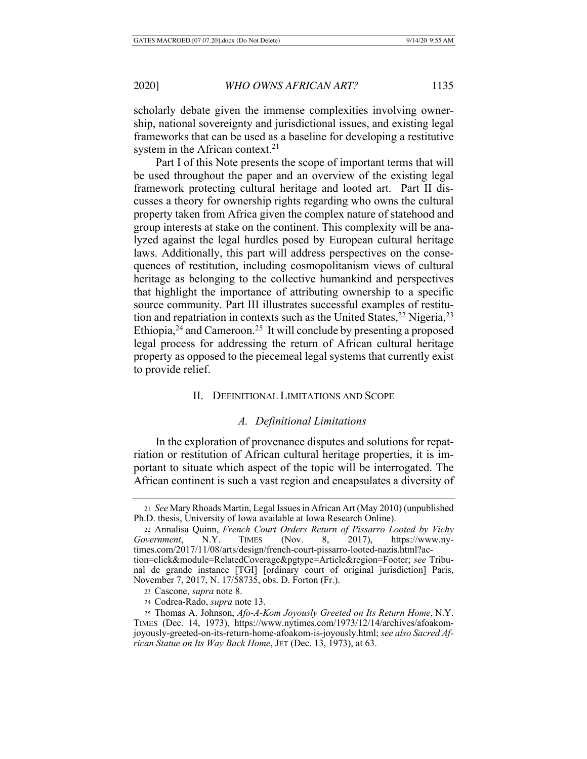scholarly debate given the immense complexities involving ownership, national sovereignty and jurisdictional issues, and existing legal frameworks that can be used as a baseline for developing a restitutive system in the African context.[21]

Part I of this Note presents the scope of important terms that will be used throughout the paper and an overview of the existing legal framework protecting cultural heritage and looted art. Part II discusses a theory for ownership rights regarding who owns the cultural property taken from Africa given the complex nature of statehood and group interests at stake on the continent. This complexity will be analyzed against the legal hurdles posed by European cultural heritage laws. Additionally, this part will address perspectives on the consequences of restitution, including cosmopolitanism views of cultural heritage as belonging to the collective humankind and perspectives that highlight the importance of attributing ownership to a specific source community. Part III illustrates successful examples of restitution and repatriation in contexts such as the United States,[22] Nigeria,[23] Ethiopia,[24] and Cameroon.[25] It will conclude by presenting a proposed legal process for addressing the return of African cultural heritage property as opposed to the piecemeal legal systems that currently exist to provide relief.

## II. Definitional Limitations and Scope

### *A. Definitional Limitations*

In the exploration of provenance disputes and solutions for repatriation or restitution of African cultural heritage properties, it is important to situate which aspect of the topic will be interrogated. The African continent is such a vast region and encapsulates a diversity of

---

21 *See* Mary Rhoads Martin, Legal Issues in African Art (May 2010) (unpublished Ph.D. thesis, University of Iowa available at Iowa Research Online).

22 Annalisa Quinn, *French Court Orders Return of Pissarro Looted by Vichy Government*, N.Y. Times (Nov. 8, 2017), https://www.nytimes.com/2017/11/08/arts/design/french-court-pissarro-looted-nazis.html?action=click&module=RelatedCoverage&pgtype=Article&region=Footer; *see* Tribunal de grande instance [TGI] [ordinary court of original jurisdiction] Paris, November 7, 2017, N. 17/58735, obs. D. Forton (Fr.).

23 Cascone, *supra* note 8.

24 Codrea-Rado, *supra* note 13.

25 Thomas A. Johnson, *Afo-A-Kom Joyously Greeted on Its Return Home*, N.Y. Times (Dec. 14, 1973), https://www.nytimes.com/1973/12/14/archives/afoakom-joyously-greeted-on-its-return-home-afoakom-is-joyously.html; *see also Sacred African Statue on Its Way Back Home*, Jet (Dec. 13, 1973), at 63.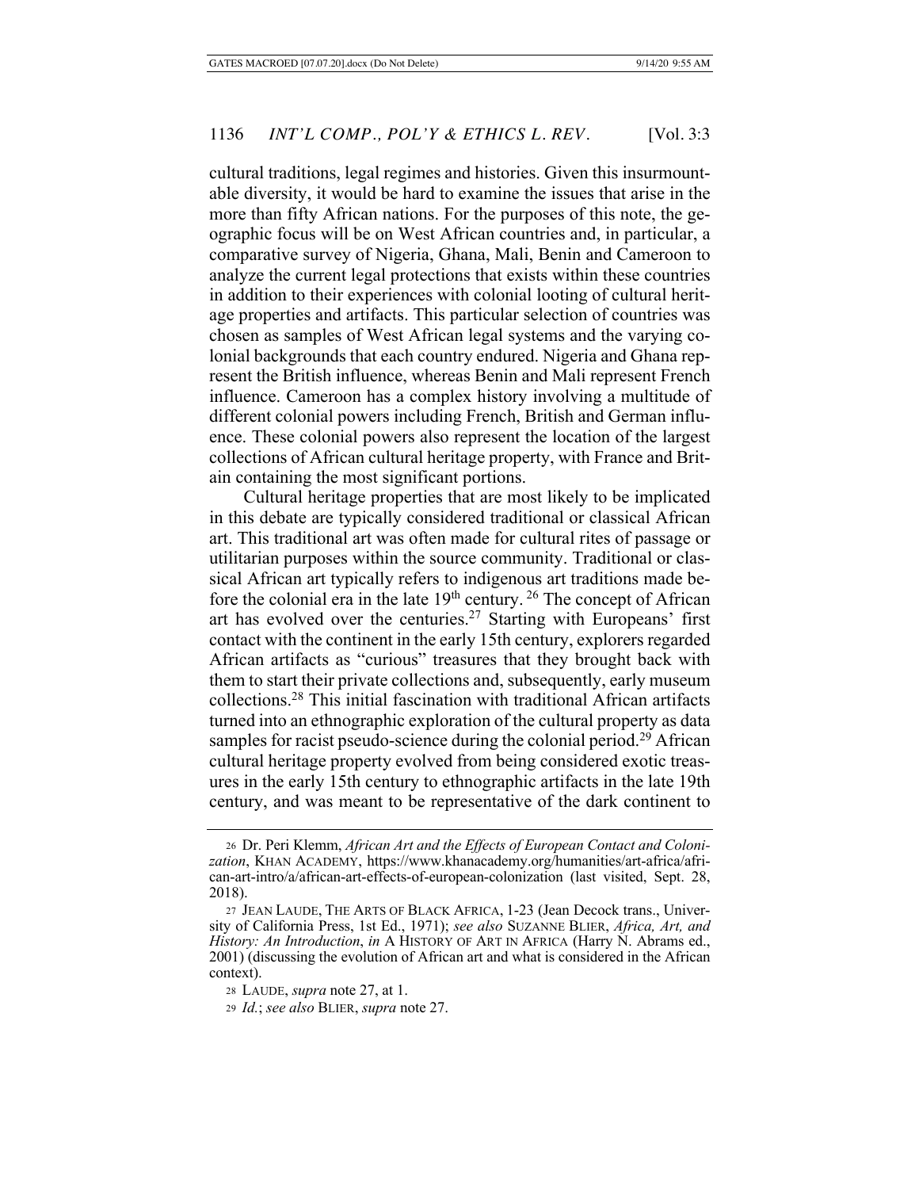cultural traditions, legal regimes and histories. Given this insurmountable diversity, it would be hard to examine the issues that arise in the more than fifty African nations. For the purposes of this note, the geographic focus will be on West African countries and, in particular, a comparative survey of Nigeria, Ghana, Mali, Benin and Cameroon to analyze the current legal protections that exists within these countries in addition to their experiences with colonial looting of cultural heritage properties and artifacts. This particular selection of countries was chosen as samples of West African legal systems and the varying colonial backgrounds that each country endured. Nigeria and Ghana represent the British influence, whereas Benin and Mali represent French influence. Cameroon has a complex history involving a multitude of different colonial powers including French, British and German influence. These colonial powers also represent the location of the largest collections of African cultural heritage property, with France and Britain containing the most significant portions.

Cultural heritage properties that are most likely to be implicated in this debate are typically considered traditional or classical African art. This traditional art was often made for cultural rites of passage or utilitarian purposes within the source community. Traditional or classical African art typically refers to indigenous art traditions made before the colonial era in the late 19th century. [26] The concept of African art has evolved over the centuries.[27] Starting with Europeans' first contact with the continent in the early 15th century, explorers regarded African artifacts as "curious" treasures that they brought back with them to start their private collections and, subsequently, early museum collections.[28] This initial fascination with traditional African artifacts turned into an ethnographic exploration of the cultural property as data samples for racist pseudo-science during the colonial period.[29] African cultural heritage property evolved from being considered exotic treasures in the early 15th century to ethnographic artifacts in the late 19th century, and was meant to be representative of the dark continent to

---

[26] Dr. Peri Klemm, *African Art and the Effects of European Contact and Colonization*, KHAN ACADEMY, https://www.khanacademy.org/humanities/art-africa/african-art-intro/a/african-art-effects-of-european-colonization (last visited, Sept. 28, 2018).

[27] JEAN LAUDE, THE ARTS OF BLACK AFRICA, 1-23 (Jean Decock trans., University of California Press, 1st Ed., 1971); *see also* SUZANNE BLIER, *Africa, Art, and History: An Introduction*, *in* A HISTORY OF ART IN AFRICA (Harry N. Abrams ed., 2001) (discussing the evolution of African art and what is considered in the African context).

[28] LAUDE, *supra* note 27, at 1.

[29] *Id.*; *see also* BLIER, *supra* note 27.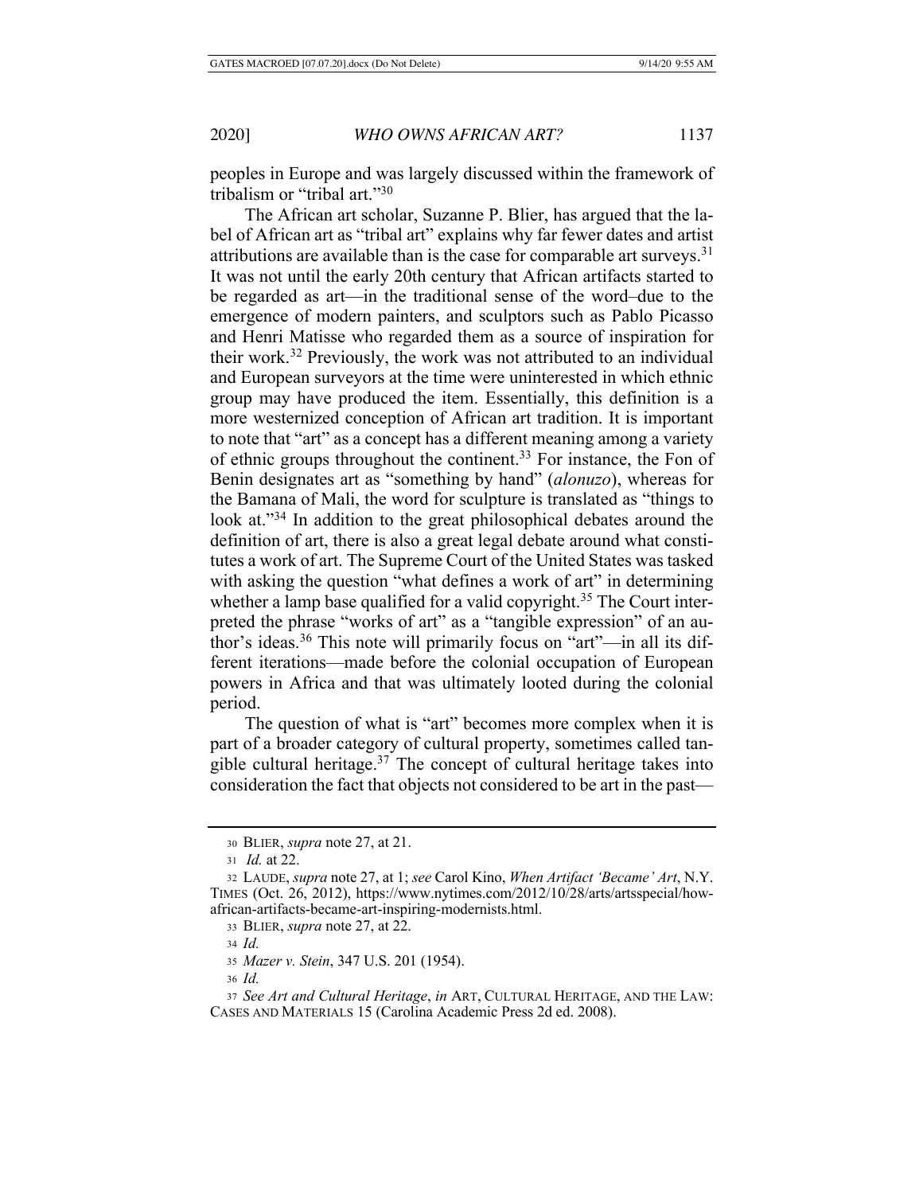peoples in Europe and was largely discussed within the framework of tribalism or "tribal art."[30]

The African art scholar, Suzanne P. Blier, has argued that the label of African art as "tribal art" explains why far fewer dates and artist attributions are available than is the case for comparable art surveys.[31] It was not until the early 20th century that African artifacts started to be regarded as art—in the traditional sense of the word–due to the emergence of modern painters, and sculptors such as Pablo Picasso and Henri Matisse who regarded them as a source of inspiration for their work.[32] Previously, the work was not attributed to an individual and European surveyors at the time were uninterested in which ethnic group may have produced the item. Essentially, this definition is a more westernized conception of African art tradition. It is important to note that "art" as a concept has a different meaning among a variety of ethnic groups throughout the continent.[33] For instance, the Fon of Benin designates art as "something by hand" (*alonuzo*), whereas for the Bamana of Mali, the word for sculpture is translated as "things to look at."[34] In addition to the great philosophical debates around the definition of art, there is also a great legal debate around what constitutes a work of art. The Supreme Court of the United States was tasked with asking the question "what defines a work of art" in determining whether a lamp base qualified for a valid copyright.[35] The Court interpreted the phrase "works of art" as a "tangible expression" of an author's ideas.[36] This note will primarily focus on "art"—in all its different iterations—made before the colonial occupation of European powers in Africa and that was ultimately looted during the colonial period.

The question of what is "art" becomes more complex when it is part of a broader category of cultural property, sometimes called tangible cultural heritage.[37] The concept of cultural heritage takes into consideration the fact that objects not considered to be art in the past—

---

30 BLIER, *supra* note 27, at 21.

31 *Id.* at 22.

32 LAUDE, *supra* note 27, at 1; *see* Carol Kino, *When Artifact 'Became' Art*, N.Y. TIMES (Oct. 26, 2012), https://www.nytimes.com/2012/10/28/arts/artsspecial/how-african-artifacts-became-art-inspiring-modernists.html.

33 BLIER, *supra* note 27, at 22.

34 *Id.*

35 *Mazer v. Stein*, 347 U.S. 201 (1954).

36 *Id.*

37 *See Art and Cultural Heritage*, *in* ART, CULTURAL HERITAGE, AND THE LAW: CASES AND MATERIALS 15 (Carolina Academic Press 2d ed. 2008).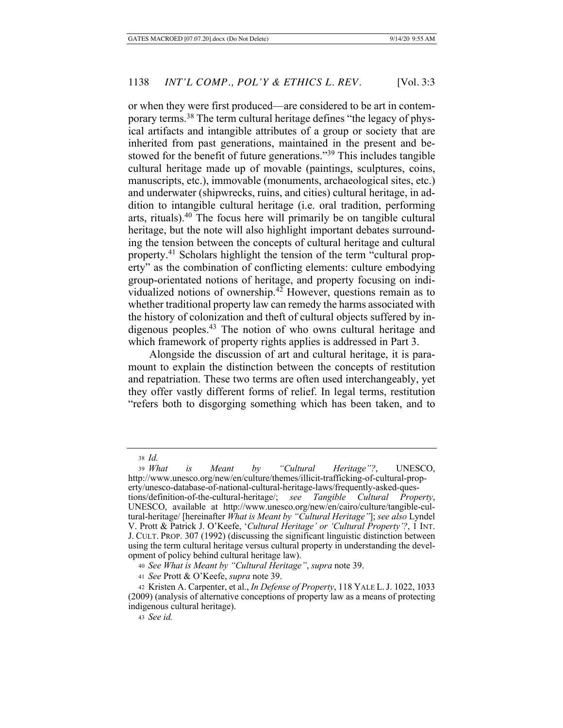or when they were first produced—are considered to be art in contemporary terms.[38] The term cultural heritage defines "the legacy of physical artifacts and intangible attributes of a group or society that are inherited from past generations, maintained in the present and bestowed for the benefit of future generations."[39] This includes tangible cultural heritage made up of movable (paintings, sculptures, coins, manuscripts, etc.), immovable (monuments, archaeological sites, etc.) and underwater (shipwrecks, ruins, and cities) cultural heritage, in addition to intangible cultural heritage (i.e. oral tradition, performing arts, rituals).[40] The focus here will primarily be on tangible cultural heritage, but the note will also highlight important debates surrounding the tension between the concepts of cultural heritage and cultural property.[41] Scholars highlight the tension of the term "cultural property" as the combination of conflicting elements: culture embodying group-orientated notions of heritage, and property focusing on individualized notions of ownership.[42] However, questions remain as to whether traditional property law can remedy the harms associated with the history of colonization and theft of cultural objects suffered by indigenous peoples.[43] The notion of who owns cultural heritage and which framework of property rights applies is addressed in Part 3.

Alongside the discussion of art and cultural heritage, it is paramount to explain the distinction between the concepts of restitution and repatriation. These two terms are often used interchangeably, yet they offer vastly different forms of relief. In legal terms, restitution "refers both to disgorging something which has been taken, and to

---

38 *Id.*

39 *What is Meant by "Cultural Heritage"?*, UNESCO, http://www.unesco.org/new/en/culture/themes/illicit-trafficking-of-cultural-property/unesco-database-of-national-cultural-heritage-laws/frequently-asked-questions/definition-of-the-cultural-heritage/; *see Tangible Cultural Property*, UNESCO, available at http://www.unesco.org/new/en/cairo/culture/tangible-cultural-heritage/ [hereinafter *What is Meant by "Cultural Heritage"*]; *see also* Lyndel V. Prott & Patrick J. O'Keefe, '*Cultural Heritage' or 'Cultural Property'?*, 1 INT. J. CULT. PROP. 307 (1992) (discussing the significant linguistic distinction between using the term cultural heritage versus cultural property in understanding the development of policy behind cultural heritage law).

40 *See What is Meant by "Cultural Heritage"*, *supra* note 39.

41 *See* Prott & O'Keefe, *supra* note 39.

42 Kristen A. Carpenter, et al., *In Defense of Property*, 118 YALE L. J. 1022, 1033 (2009) (analysis of alternative conceptions of property law as a means of protecting indigenous cultural heritage).

43 *See id.*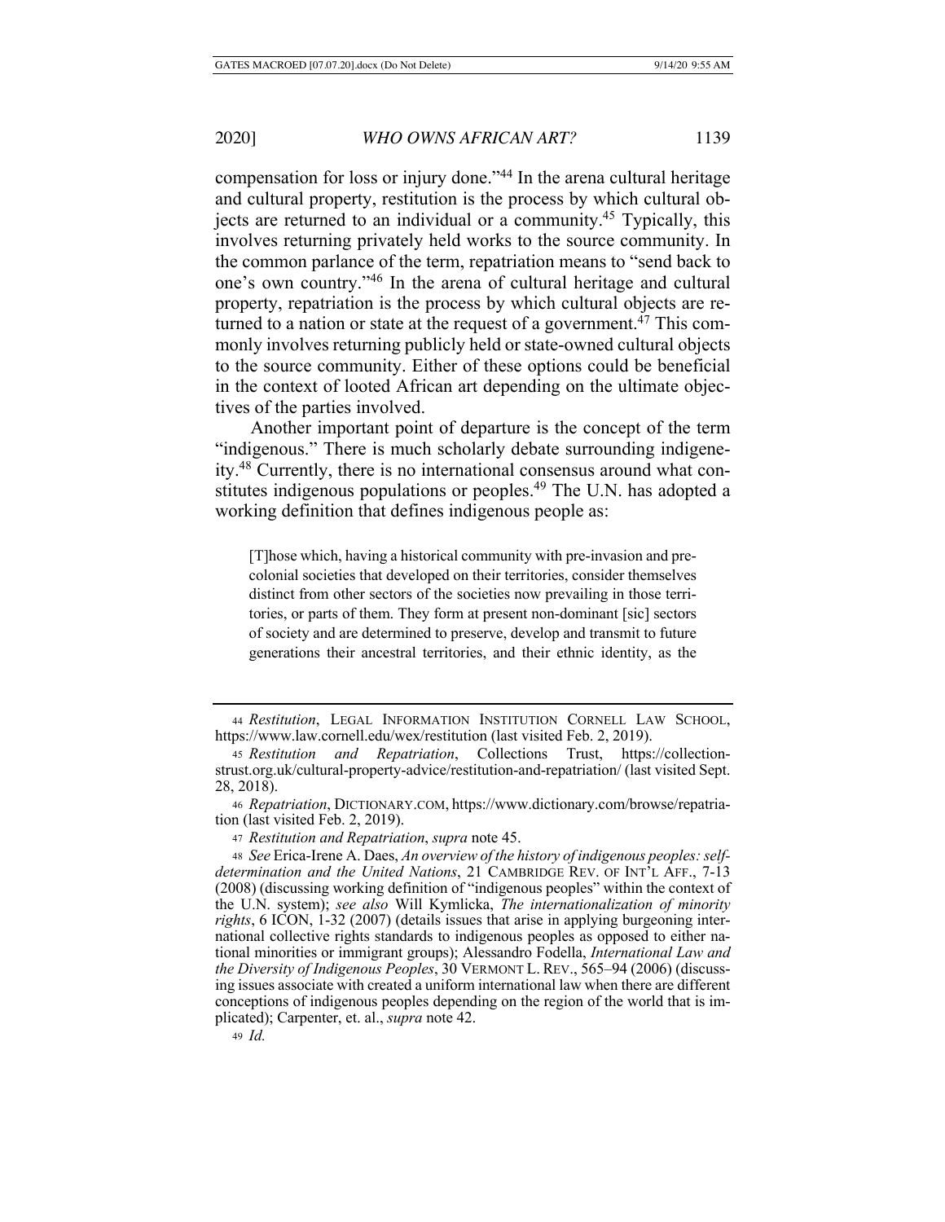compensation for loss or injury done."[44] In the arena cultural heritage and cultural property, restitution is the process by which cultural objects are returned to an individual or a community.[45] Typically, this involves returning privately held works to the source community. In the common parlance of the term, repatriation means to "send back to one's own country."[46] In the arena of cultural heritage and cultural property, repatriation is the process by which cultural objects are returned to a nation or state at the request of a government.[47] This commonly involves returning publicly held or state-owned cultural objects to the source community. Either of these options could be beneficial in the context of looted African art depending on the ultimate objectives of the parties involved.

Another important point of departure is the concept of the term "indigenous." There is much scholarly debate surrounding indigeneity.[48] Currently, there is no international consensus around what constitutes indigenous populations or peoples.[49] The U.N. has adopted a working definition that defines indigenous people as:

> [T]hose which, having a historical community with pre-invasion and pre-colonial societies that developed on their territories, consider themselves distinct from other sectors of the societies now prevailing in those territories, or parts of them. They form at present non-dominant [sic] sectors of society and are determined to preserve, develop and transmit to future generations their ancestral territories, and their ethnic identity, as the

---

[44] *Restitution*, LEGAL INFORMATION INSTITUTION CORNELL LAW SCHOOL, https://www.law.cornell.edu/wex/restitution (last visited Feb. 2, 2019).

[45] *Restitution and Repatriation*, Collections Trust, https://collectionstrust.org.uk/cultural-property-advice/restitution-and-repatriation/ (last visited Sept. 28, 2018).

[46] *Repatriation*, DICTIONARY.COM, https://www.dictionary.com/browse/repatriation (last visited Feb. 2, 2019).

[47] *Restitution and Repatriation*, *supra* note 45.

[48] *See* Erica-Irene A. Daes, *An overview of the history of indigenous peoples: self-determination and the United Nations*, 21 CAMBRIDGE REV. OF INT'L AFF., 7-13 (2008) (discussing working definition of "indigenous peoples" within the context of the U.N. system); *see also* Will Kymlicka, *The internationalization of minority rights*, 6 ICON, 1-32 (2007) (details issues that arise in applying burgeoning international collective rights standards to indigenous peoples as opposed to either national minorities or immigrant groups); Alessandro Fodella, *International Law and the Diversity of Indigenous Peoples*, 30 VERMONT L. REV., 565–94 (2006) (discussing issues associate with created a uniform international law when there are different conceptions of indigenous peoples depending on the region of the world that is implicated); Carpenter, et. al., *supra* note 42.

[49] *Id.*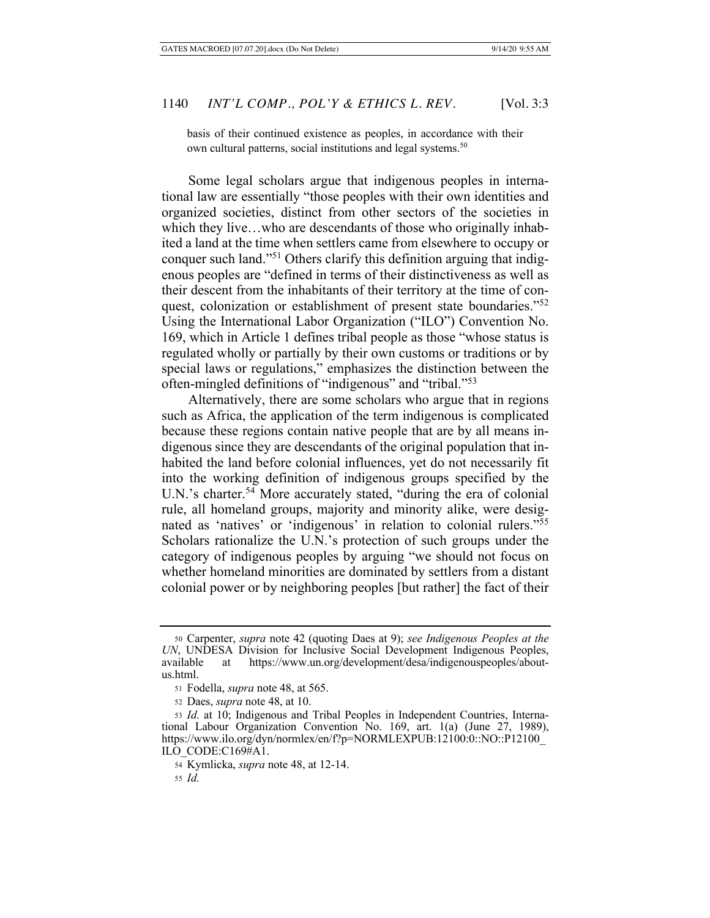basis of their continued existence as peoples, in accordance with their own cultural patterns, social institutions and legal systems.[50]

Some legal scholars argue that indigenous peoples in international law are essentially "those peoples with their own identities and organized societies, distinct from other sectors of the societies in which they live…who are descendants of those who originally inhabited a land at the time when settlers came from elsewhere to occupy or conquer such land."[51] Others clarify this definition arguing that indigenous peoples are "defined in terms of their distinctiveness as well as their descent from the inhabitants of their territory at the time of conquest, colonization or establishment of present state boundaries."[52] Using the International Labor Organization ("ILO") Convention No. 169, which in Article 1 defines tribal people as those "whose status is regulated wholly or partially by their own customs or traditions or by special laws or regulations," emphasizes the distinction between the often-mingled definitions of "indigenous" and "tribal."[53]

Alternatively, there are some scholars who argue that in regions such as Africa, the application of the term indigenous is complicated because these regions contain native people that are by all means indigenous since they are descendants of the original population that inhabited the land before colonial influences, yet do not necessarily fit into the working definition of indigenous groups specified by the U.N.'s charter.[54] More accurately stated, "during the era of colonial rule, all homeland groups, majority and minority alike, were designated as 'natives' or 'indigenous' in relation to colonial rulers."[55] Scholars rationalize the U.N.'s protection of such groups under the category of indigenous peoples by arguing "we should not focus on whether homeland minorities are dominated by settlers from a distant colonial power or by neighboring peoples [but rather] the fact of their

---

50 Carpenter, *supra* note 42 (quoting Daes at 9); *see Indigenous Peoples at the UN*, UNDESA Division for Inclusive Social Development Indigenous Peoples, available at https://www.un.org/development/desa/indigenouspeoples/about-us.html.

51 Fodella, *supra* note 48, at 565.

52 Daes, *supra* note 48, at 10.

53 *Id.* at 10; Indigenous and Tribal Peoples in Independent Countries, International Labour Organization Convention No. 169, art. 1(a) (June 27, 1989), https://www.ilo.org/dyn/normlex/en/f?p=NORMLEXPUB:12100:0::NO::P12100_ILO_CODE:C169#A1.

54 Kymlicka, *supra* note 48, at 12-14.

55 *Id.*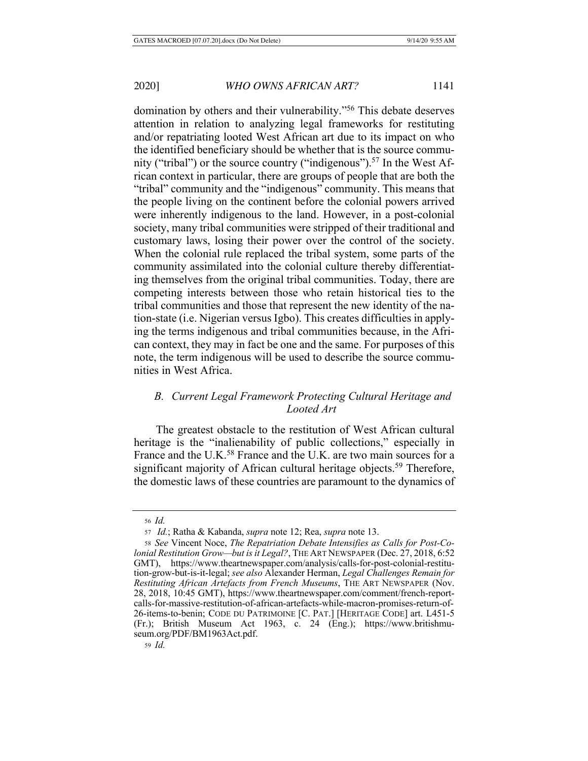domination by others and their vulnerability."[56] This debate deserves attention in relation to analyzing legal frameworks for restituting and/or repatriating looted West African art due to its impact on who the identified beneficiary should be whether that is the source community ("tribal") or the source country ("indigenous").[57] In the West African context in particular, there are groups of people that are both the "tribal" community and the "indigenous" community. This means that the people living on the continent before the colonial powers arrived were inherently indigenous to the land. However, in a post-colonial society, many tribal communities were stripped of their traditional and customary laws, losing their power over the control of the society. When the colonial rule replaced the tribal system, some parts of the community assimilated into the colonial culture thereby differentiating themselves from the original tribal communities. Today, there are competing interests between those who retain historical ties to the tribal communities and those that represent the new identity of the nation-state (i.e. Nigerian versus Igbo). This creates difficulties in applying the terms indigenous and tribal communities because, in the African context, they may in fact be one and the same. For purposes of this note, the term indigenous will be used to describe the source communities in West Africa.

### *B. Current Legal Framework Protecting Cultural Heritage and Looted Art*

The greatest obstacle to the restitution of West African cultural heritage is the "inalienability of public collections," especially in France and the U.K.[58] France and the U.K. are two main sources for a significant majority of African cultural heritage objects.[59] Therefore, the domestic laws of these countries are paramount to the dynamics of

---

56 *Id.*

57 *Id.*; Ratha & Kabanda, *supra* note 12; Rea, *supra* note 13.

58 *See* Vincent Noce, *The Repatriation Debate Intensifies as Calls for Post-Colonial Restitution Grow—but is it Legal?*, THE ART NEWSPAPER (Dec. 27, 2018, 6:52 GMT), https://www.theartnewspaper.com/analysis/calls-for-post-colonial-restitution-grow-but-is-it-legal; *see also* Alexander Herman, *Legal Challenges Remain for Restituting African Artefacts from French Museums*, THE ART NEWSPAPER (Nov. 28, 2018, 10:45 GMT), https://www.theartnewspaper.com/comment/french-report-calls-for-massive-restitution-of-african-artefacts-while-macron-promises-return-of-26-items-to-benin; CODE DU PATRIMOINE [C. PAT.] [HERITAGE CODE] art. L451-5 (Fr.); British Museum Act 1963, c. 24 (Eng.); https://www.britishmuseum.org/PDF/BM1963Act.pdf.

59 *Id.*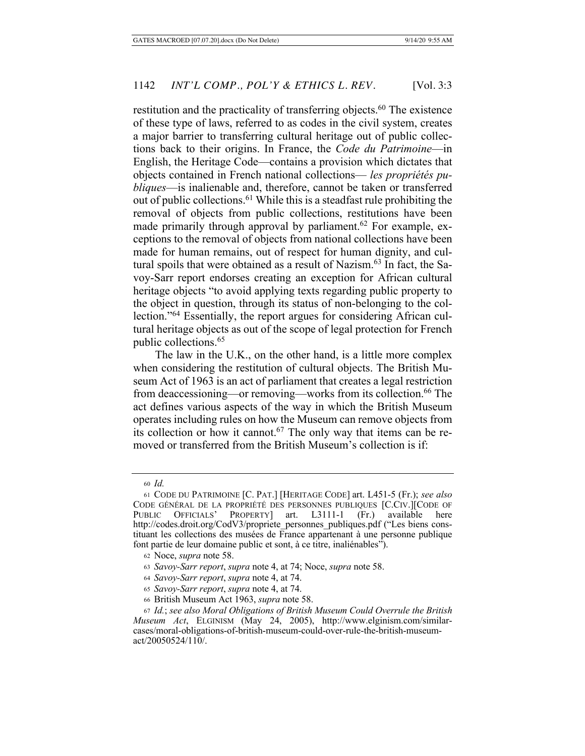restitution and the practicality of transferring objects.[60] The existence of these type of laws, referred to as codes in the civil system, creates a major barrier to transferring cultural heritage out of public collections back to their origins. In France, the *Code du Patrimoine*—in English, the Heritage Code—contains a provision which dictates that objects contained in French national collections— *les propriétés publiques*—is inalienable and, therefore, cannot be taken or transferred out of public collections.[61] While this is a steadfast rule prohibiting the removal of objects from public collections, restitutions have been made primarily through approval by parliament.[62] For example, exceptions to the removal of objects from national collections have been made for human remains, out of respect for human dignity, and cultural spoils that were obtained as a result of Nazism.[63] In fact, the Savoy-Sarr report endorses creating an exception for African cultural heritage objects "to avoid applying texts regarding public property to the object in question, through its status of non-belonging to the collection."[64] Essentially, the report argues for considering African cultural heritage objects as out of the scope of legal protection for French public collections.[65]

The law in the U.K., on the other hand, is a little more complex when considering the restitution of cultural objects. The British Museum Act of 1963 is an act of parliament that creates a legal restriction from deaccessioning—or removing—works from its collection.[66] The act defines various aspects of the way in which the British Museum operates including rules on how the Museum can remove objects from its collection or how it cannot.[67] The only way that items can be removed or transferred from the British Museum's collection is if:

---

60 *Id.*

61 CODE DU PATRIMOINE [C. PAT.] [HERITAGE CODE] art. L451-5 (Fr.); *see also* CODE GÉNÉRAL DE LA PROPRIÉTÉ DES PERSONNES PUBLIQUES [C.CIV.][CODE OF PUBLIC OFFICIALS' PROPERTY] art. L3111-1 (Fr.) available here http://codes.droit.org/CodV3/propriete_personnes_publiques.pdf ("Les biens constituant les collections des musées de France appartenant à une personne publique font partie de leur domaine public et sont, à ce titre, inaliénables").

62 Noce, *supra* note 58.

63 *Savoy-Sarr report*, *supra* note 4, at 74; Noce, *supra* note 58.

64 *Savoy-Sarr report*, *supra* note 4, at 74.

65 *Savoy-Sarr report*, *supra* note 4, at 74.

66 British Museum Act 1963, *supra* note 58.

67 *Id.*; *see also Moral Obligations of British Museum Could Overrule the British Museum Act*, ELGINISM (May 24, 2005), http://www.elginism.com/similar-cases/moral-obligations-of-british-museum-could-over-rule-the-british-museum-act/20050524/110/.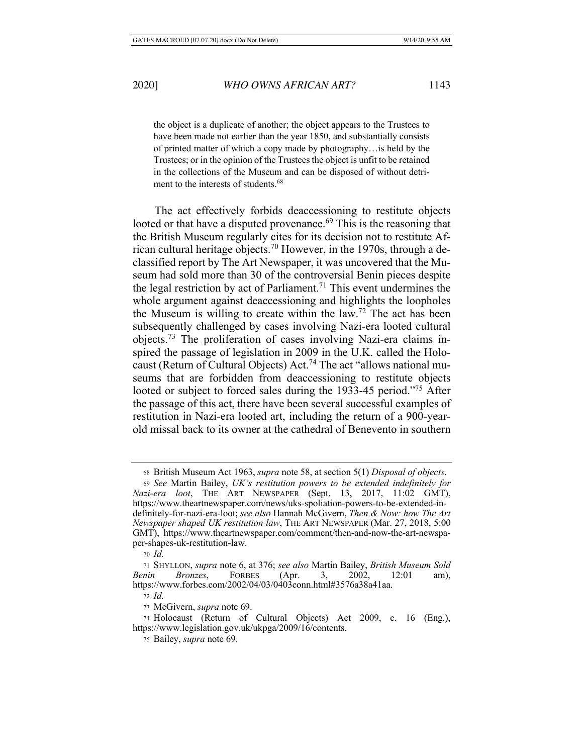the object is a duplicate of another; the object appears to the Trustees to have been made not earlier than the year 1850, and substantially consists of printed matter of which a copy made by photography…is held by the Trustees; or in the opinion of the Trustees the object is unfit to be retained in the collections of the Museum and can be disposed of without detriment to the interests of students.[68]

The act effectively forbids deaccessioning to restitute objects looted or that have a disputed provenance.[69] This is the reasoning that the British Museum regularly cites for its decision not to restitute African cultural heritage objects.[70] However, in the 1970s, through a declassified report by The Art Newspaper, it was uncovered that the Museum had sold more than 30 of the controversial Benin pieces despite the legal restriction by act of Parliament.[71] This event undermines the whole argument against deaccessioning and highlights the loopholes the Museum is willing to create within the law.[72] The act has been subsequently challenged by cases involving Nazi-era looted cultural objects.[73] The proliferation of cases involving Nazi-era claims inspired the passage of legislation in 2009 in the U.K. called the Holocaust (Return of Cultural Objects) Act.[74] The act "allows national museums that are forbidden from deaccessioning to restitute objects looted or subject to forced sales during the 1933-45 period."[75] After the passage of this act, there have been several successful examples of restitution in Nazi-era looted art, including the return of a 900-year-old missal back to its owner at the cathedral of Benevento in southern

---

[68] British Museum Act 1963, *supra* note 58, at section 5(1) *Disposal of objects*.

[69] *See* Martin Bailey, *UK's restitution powers to be extended indefinitely for Nazi-era loot*, THE ART NEWSPAPER (Sept. 13, 2017, 11:02 GMT), https://www.theartnewspaper.com/news/uks-spoliation-powers-to-be-extended-indefinitely-for-nazi-era-loot; *see also* Hannah McGivern, *Then & Now: how The Art Newspaper shaped UK restitution law*, THE ART NEWSPAPER (Mar. 27, 2018, 5:00 GMT), https://www.theartnewspaper.com/comment/then-and-now-the-art-newspaper-shapes-uk-restitution-law.

[70] *Id.*

[71] SHYLLON, *supra* note 6, at 376; *see also* Martin Bailey, *British Museum Sold Benin Bronzes*, FORBES (Apr. 3, 2002, 12:01 am), https://www.forbes.com/2002/04/03/0403conn.html#3576a38a41aa.

[72] *Id.*

[73] McGivern, *supra* note 69.

[74] Holocaust (Return of Cultural Objects) Act 2009, c. 16 (Eng.), https://www.legislation.gov.uk/ukpga/2009/16/contents.

[75] Bailey, *supra* note 69.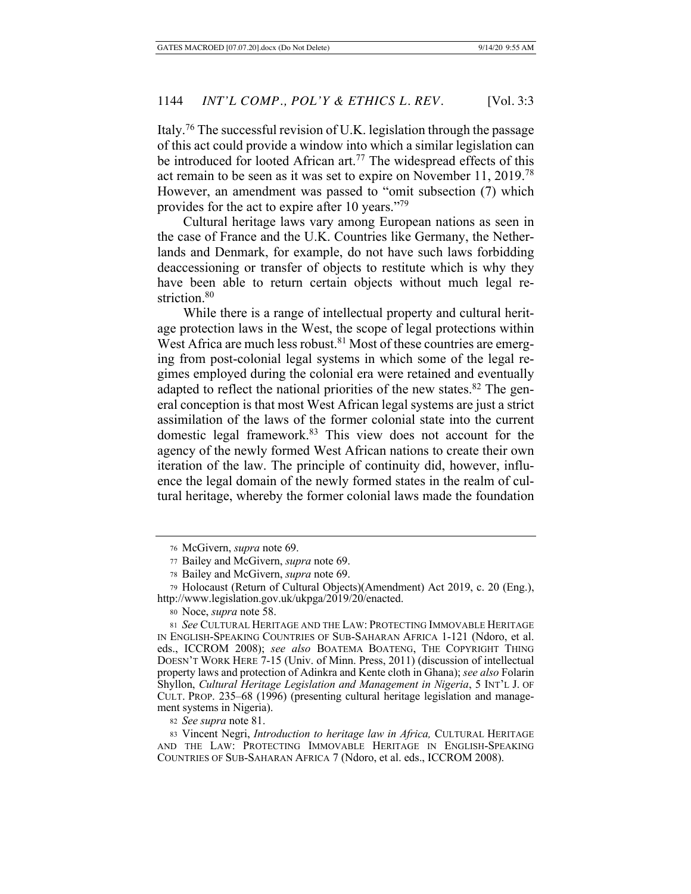Italy.[76] The successful revision of U.K. legislation through the passage of this act could provide a window into which a similar legislation can be introduced for looted African art.[77] The widespread effects of this act remain to be seen as it was set to expire on November 11, 2019.[78] However, an amendment was passed to "omit subsection (7) which provides for the act to expire after 10 years."[79]

Cultural heritage laws vary among European nations as seen in the case of France and the U.K. Countries like Germany, the Netherlands and Denmark, for example, do not have such laws forbidding deaccessioning or transfer of objects to restitute which is why they have been able to return certain objects without much legal restriction.[80]

While there is a range of intellectual property and cultural heritage protection laws in the West, the scope of legal protections within West Africa are much less robust.[81] Most of these countries are emerging from post-colonial legal systems in which some of the legal regimes employed during the colonial era were retained and eventually adapted to reflect the national priorities of the new states.[82] The general conception is that most West African legal systems are just a strict assimilation of the laws of the former colonial state into the current domestic legal framework.[83] This view does not account for the agency of the newly formed West African nations to create their own iteration of the law. The principle of continuity did, however, influence the legal domain of the newly formed states in the realm of cultural heritage, whereby the former colonial laws made the foundation

---

76 McGivern, *supra* note 69.

77 Bailey and McGivern, *supra* note 69.

78 Bailey and McGivern, *supra* note 69.

79 Holocaust (Return of Cultural Objects)(Amendment) Act 2019, c. 20 (Eng.), http://www.legislation.gov.uk/ukpga/2019/20/enacted.

80 Noce, *supra* note 58.

81 *See* CULTURAL HERITAGE AND THE LAW: PROTECTING IMMOVABLE HERITAGE IN ENGLISH-SPEAKING COUNTRIES OF SUB-SAHARAN AFRICA 1-121 (Ndoro, et al. eds., ICCROM 2008); *see also* BOATEMA BOATENG, THE COPYRIGHT THING DOESN'T WORK HERE 7-15 (Univ. of Minn. Press, 2011) (discussion of intellectual property laws and protection of Adinkra and Kente cloth in Ghana); *see also* Folarin Shyllon, *Cultural Heritage Legislation and Management in Nigeria*, 5 INT'L J. OF CULT. PROP. 235–68 (1996) (presenting cultural heritage legislation and management systems in Nigeria).

82 *See supra* note 81.

83 Vincent Negri, *Introduction to heritage law in Africa,* CULTURAL HERITAGE AND THE LAW: PROTECTING IMMOVABLE HERITAGE IN ENGLISH-SPEAKING COUNTRIES OF SUB-SAHARAN AFRICA 7 (Ndoro, et al. eds., ICCROM 2008).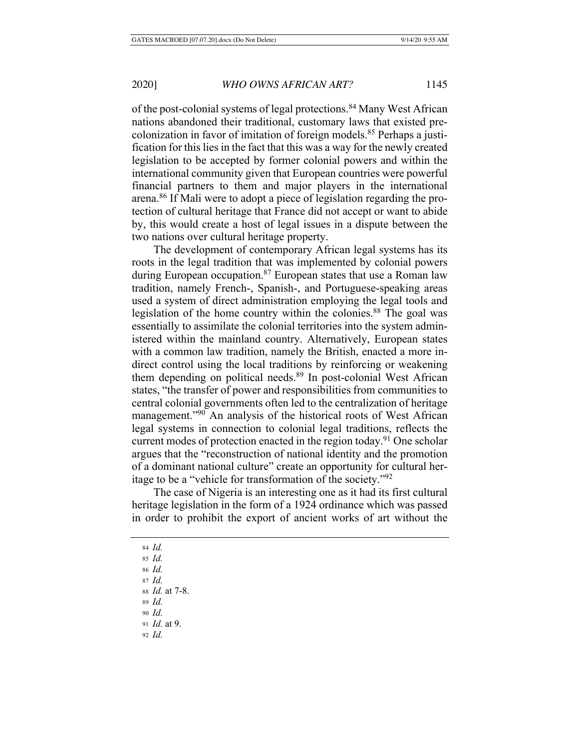of the post-colonial systems of legal protections.[84] Many West African nations abandoned their traditional, customary laws that existed pre-colonization in favor of imitation of foreign models.[85] Perhaps a justification for this lies in the fact that this was a way for the newly created legislation to be accepted by former colonial powers and within the international community given that European countries were powerful financial partners to them and major players in the international arena.[86] If Mali were to adopt a piece of legislation regarding the protection of cultural heritage that France did not accept or want to abide by, this would create a host of legal issues in a dispute between the two nations over cultural heritage property.

The development of contemporary African legal systems has its roots in the legal tradition that was implemented by colonial powers during European occupation.[87] European states that use a Roman law tradition, namely French-, Spanish-, and Portuguese-speaking areas used a system of direct administration employing the legal tools and legislation of the home country within the colonies.[88] The goal was essentially to assimilate the colonial territories into the system administered within the mainland country. Alternatively, European states with a common law tradition, namely the British, enacted a more indirect control using the local traditions by reinforcing or weakening them depending on political needs.[89] In post-colonial West African states, "the transfer of power and responsibilities from communities to central colonial governments often led to the centralization of heritage management."[90] An analysis of the historical roots of West African legal systems in connection to colonial legal traditions, reflects the current modes of protection enacted in the region today.[91] One scholar argues that the "reconstruction of national identity and the promotion of a dominant national culture" create an opportunity for cultural heritage to be a "vehicle for transformation of the society."[92]

The case of Nigeria is an interesting one as it had its first cultural heritage legislation in the form of a 1924 ordinance which was passed in order to prohibit the export of ancient works of art without the

---

84 *Id.*
85 *Id.*
86 *Id.*
87 *Id.*
88 *Id.* at 7-8.
89 *Id.*
90 *Id.*
91 *Id.* at 9.
92 *Id.*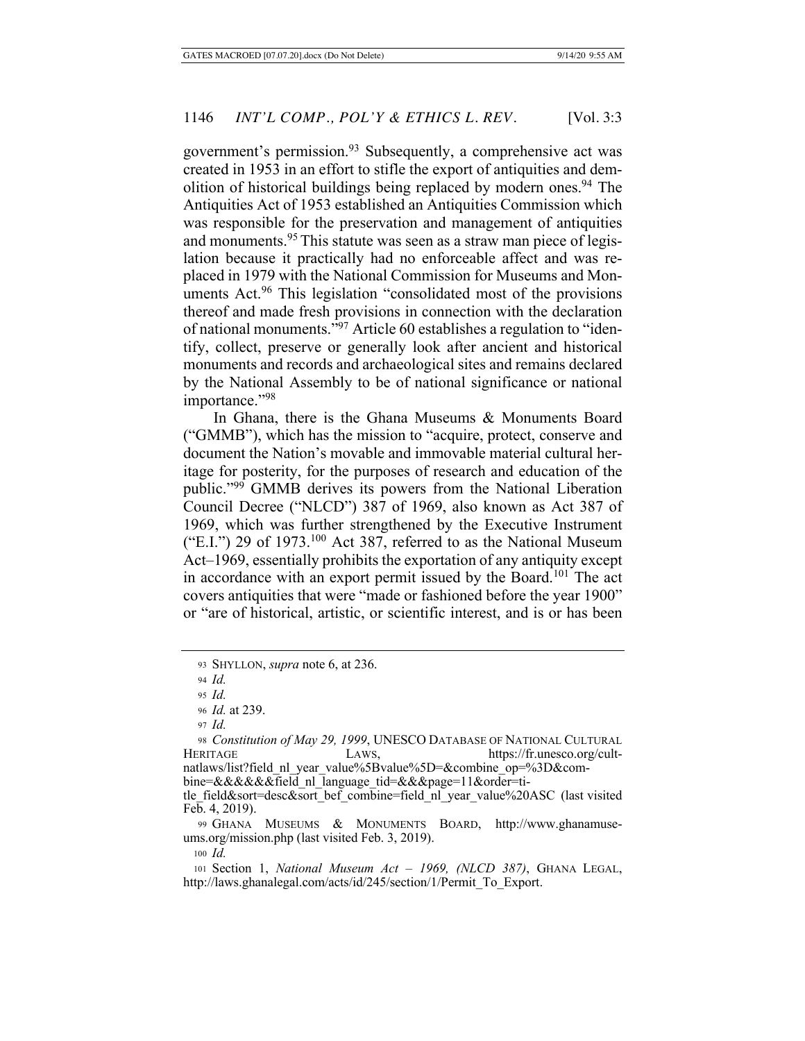government's permission.[93] Subsequently, a comprehensive act was created in 1953 in an effort to stifle the export of antiquities and demolition of historical buildings being replaced by modern ones.[94] The Antiquities Act of 1953 established an Antiquities Commission which was responsible for the preservation and management of antiquities and monuments.[95] This statute was seen as a straw man piece of legislation because it practically had no enforceable affect and was replaced in 1979 with the National Commission for Museums and Monuments Act.[96] This legislation "consolidated most of the provisions thereof and made fresh provisions in connection with the declaration of national monuments."[97] Article 60 establishes a regulation to "identify, collect, preserve or generally look after ancient and historical monuments and records and archaeological sites and remains declared by the National Assembly to be of national significance or national importance."[98]

In Ghana, there is the Ghana Museums & Monuments Board ("GMMB"), which has the mission to "acquire, protect, conserve and document the Nation's movable and immovable material cultural heritage for posterity, for the purposes of research and education of the public."[99] GMMB derives its powers from the National Liberation Council Decree ("NLCD") 387 of 1969, also known as Act 387 of 1969, which was further strengthened by the Executive Instrument ("E.I.") 29 of 1973.[100] Act 387, referred to as the National Museum Act–1969, essentially prohibits the exportation of any antiquity except in accordance with an export permit issued by the Board.[101] The act covers antiquities that were "made or fashioned before the year 1900" or "are of historical, artistic, or scientific interest, and is or has been

---

93 SHYLLON, *supra* note 6, at 236.

94 *Id.*

95 *Id.*

96 *Id.* at 239.

97 *Id.*

98 *Constitution of May 29, 1999*, UNESCO DATABASE OF NATIONAL CULTURAL HERITAGE LAWS, https://fr.unesco.org/cultnatlaws/list?field_nl_year_value%5Bvalue%5D=&combine_op=%3D&combine=&&&&&&field_nl_language_tid=&&&page=11&order=title_field&sort=desc&sort_bef_combine=field_nl_year_value%20ASC (last visited Feb. 4, 2019).

99 GHANA MUSEUMS & MONUMENTS BOARD, http://www.ghanamuseums.org/mission.php (last visited Feb. 3, 2019).

100 *Id.*

101 Section 1, *National Museum Act – 1969, (NLCD 387)*, GHANA LEGAL, http://laws.ghanalegal.com/acts/id/245/section/1/Permit_To_Export.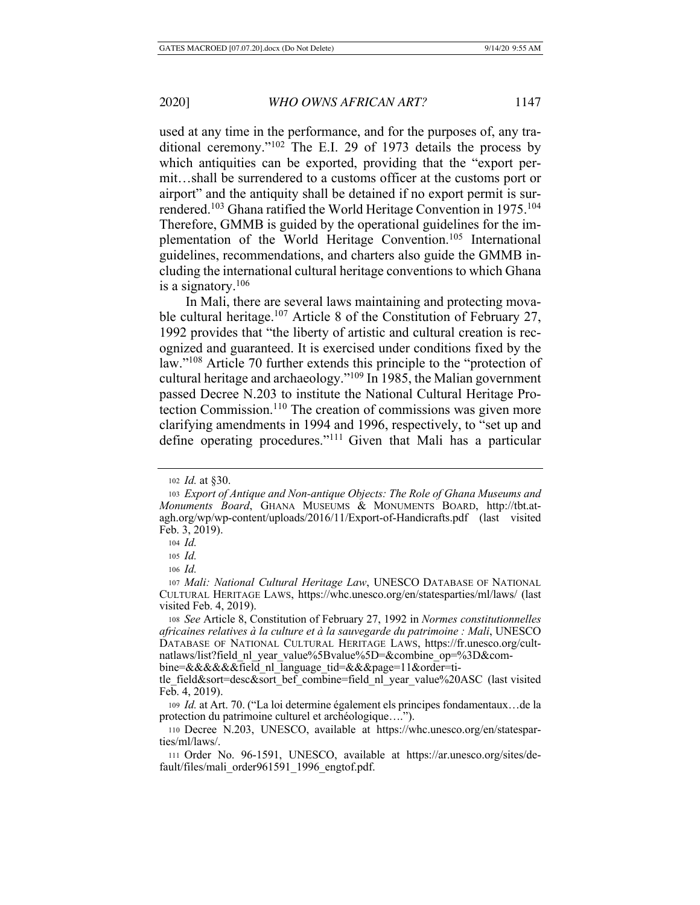used at any time in the performance, and for the purposes of, any traditional ceremony."[102] The E.I. 29 of 1973 details the process by which antiquities can be exported, providing that the "export permit…shall be surrendered to a customs officer at the customs port or airport" and the antiquity shall be detained if no export permit is surrendered.[103] Ghana ratified the World Heritage Convention in 1975.[104] Therefore, GMMB is guided by the operational guidelines for the implementation of the World Heritage Convention.[105] International guidelines, recommendations, and charters also guide the GMMB including the international cultural heritage conventions to which Ghana is a signatory.[106]

In Mali, there are several laws maintaining and protecting movable cultural heritage.[107] Article 8 of the Constitution of February 27, 1992 provides that "the liberty of artistic and cultural creation is recognized and guaranteed. It is exercised under conditions fixed by the law."[108] Article 70 further extends this principle to the "protection of cultural heritage and archaeology."[109] In 1985, the Malian government passed Decree N.203 to institute the National Cultural Heritage Protection Commission.[110] The creation of commissions was given more clarifying amendments in 1994 and 1996, respectively, to "set up and define operating procedures."[111] Given that Mali has a particular

---

102 *Id.* at §30.

103 *Export of Antique and Non-antique Objects: The Role of Ghana Museums and Monuments Board*, GHANA MUSEUMS & MONUMENTS BOARD, http://tbt.at-agh.org/wp/wp-content/uploads/2016/11/Export-of-Handicrafts.pdf (last visited Feb. 3, 2019).

104 *Id.*

105 *Id.*

106 *Id.*

107 *Mali: National Cultural Heritage Law*, UNESCO DATABASE OF NATIONAL CULTURAL HERITAGE LAWS, https://whc.unesco.org/en/statesparties/ml/laws/ (last visited Feb. 4, 2019).

108 *See* Article 8, Constitution of February 27, 1992 in *Normes constitutionnelles africaines relatives à la culture et à la sauvegarde du patrimoine : Mali*, UNESCO DATABASE OF NATIONAL CULTURAL HERITAGE LAWS, https://fr.unesco.org/cult-natlaws/list?field_nl_year_value%5Bvalue%5D=&combine_op=%3D&combine=&&&&&&field_nl_language_tid=&&&page=11&order=title_field&sort=desc&sort_bef_combine=field_nl_year_value%20ASC (last visited Feb. 4, 2019).

109 *Id.* at Art. 70. ("La loi determine également els principes fondamentaux…de la protection du patrimoine culturel et archéologique….").

110 Decree N.203, UNESCO, available at https://whc.unesco.org/en/statesparties/ml/laws/.

111 Order No. 96-1591, UNESCO, available at https://ar.unesco.org/sites/default/files/mali_order961591_1996_engtof.pdf.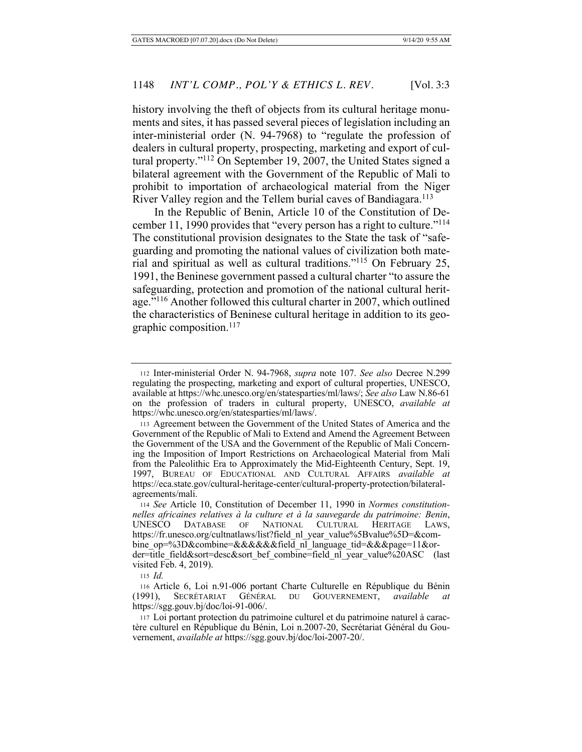history involving the theft of objects from its cultural heritage monuments and sites, it has passed several pieces of legislation including an inter-ministerial order (N. 94-7968) to "regulate the profession of dealers in cultural property, prospecting, marketing and export of cultural property."[112] On September 19, 2007, the United States signed a bilateral agreement with the Government of the Republic of Mali to prohibit to importation of archaeological material from the Niger River Valley region and the Tellem burial caves of Bandiagara.[113]

In the Republic of Benin, Article 10 of the Constitution of December 11, 1990 provides that "every person has a right to culture."[114] The constitutional provision designates to the State the task of "safeguarding and promoting the national values of civilization both material and spiritual as well as cultural traditions."[115] On February 25, 1991, the Beninese government passed a cultural charter "to assure the safeguarding, protection and promotion of the national cultural heritage."[116] Another followed this cultural charter in 2007, which outlined the characteristics of Beninese cultural heritage in addition to its geographic composition.[117]

---

112 Inter-ministerial Order N. 94-7968, *supra* note 107. *See also* Decree N.299 regulating the prospecting, marketing and export of cultural properties, UNESCO, available at https://whc.unesco.org/en/statesparties/ml/laws/; *See also* Law N.86-61 on the profession of traders in cultural property, UNESCO, *available at* https://whc.unesco.org/en/statesparties/ml/laws/.

113 Agreement between the Government of the United States of America and the Government of the Republic of Mali to Extend and Amend the Agreement Between the Government of the USA and the Government of the Republic of Mali Concerning the Imposition of Import Restrictions on Archaeological Material from Mali from the Paleolithic Era to Approximately the Mid-Eighteenth Century, Sept. 19, 1997, BUREAU OF EDUCATIONAL AND CULTURAL AFFAIRS *available at* https://eca.state.gov/cultural-heritage-center/cultural-property-protection/bilateral-agreements/mali.

114 *See* Article 10, Constitution of December 11, 1990 in *Normes constitutionnelles africaines relatives à la culture et à la sauvegarde du patrimoine: Benin*, UNESCO DATABASE OF NATIONAL CULTURAL HERITAGE LAWS, https://fr.unesco.org/cultnatlaws/list?field_nl_year_value%5Bvalue%5D=&combine_op=%3D&combine=&&&&&&field_nl_language_tid=&&&page=11&order=title_field&sort=desc&sort_bef_combine=field_nl_year_value%20ASC (last visited Feb. 4, 2019).

115 *Id.*

116 Article 6, Loi n.91-006 portant Charte Culturelle en République du Bénin (1991), SECRÉTARIAT GÉNÉRAL DU GOUVERNEMENT, *available at* https://sgg.gouv.bj/doc/loi-91-006/.

117 Loi portant protection du patrimoine culturel et du patrimoine naturel à caractère culturel en République du Bénin, Loi n.2007-20, Secrétariat Général du Gouvernement, *available at* https://sgg.gouv.bj/doc/loi-2007-20/.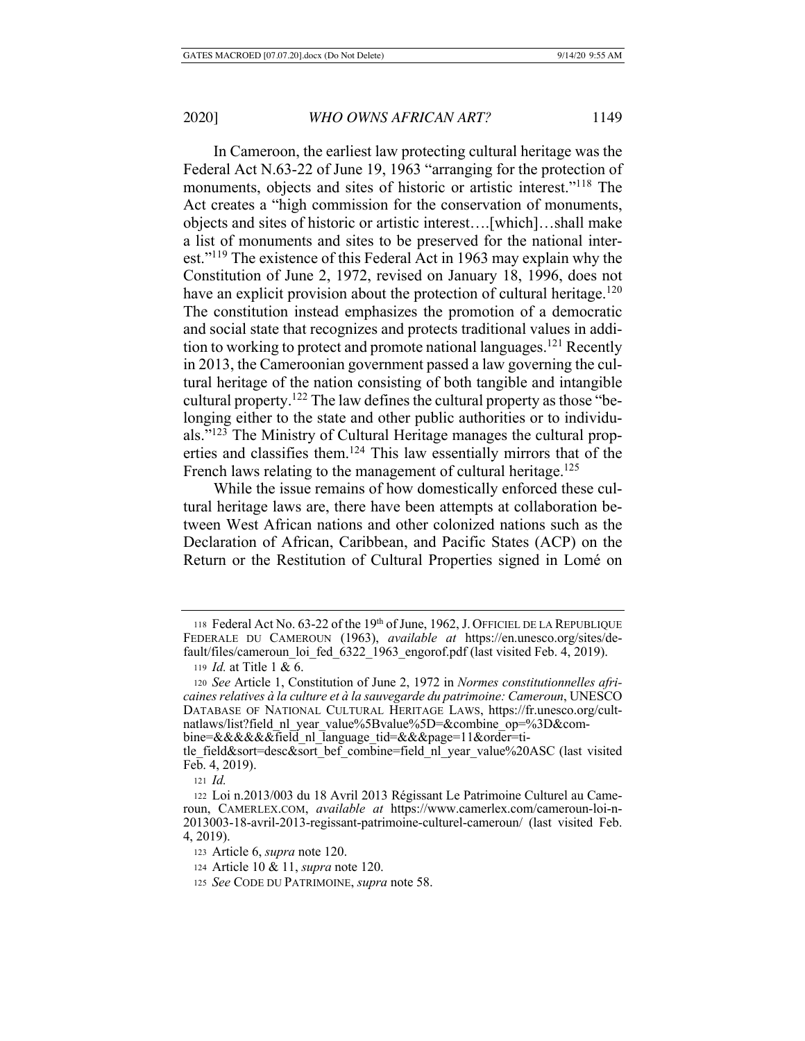In Cameroon, the earliest law protecting cultural heritage was the Federal Act N.63-22 of June 19, 1963 "arranging for the protection of monuments, objects and sites of historic or artistic interest."[118] The Act creates a "high commission for the conservation of monuments, objects and sites of historic or artistic interest….[which]…shall make a list of monuments and sites to be preserved for the national interest."[119] The existence of this Federal Act in 1963 may explain why the Constitution of June 2, 1972, revised on January 18, 1996, does not have an explicit provision about the protection of cultural heritage.[120] The constitution instead emphasizes the promotion of a democratic and social state that recognizes and protects traditional values in addition to working to protect and promote national languages.[121] Recently in 2013, the Cameroonian government passed a law governing the cultural heritage of the nation consisting of both tangible and intangible cultural property.[122] The law defines the cultural property as those "belonging either to the state and other public authorities or to individuals."[123] The Ministry of Cultural Heritage manages the cultural properties and classifies them.[124] This law essentially mirrors that of the French laws relating to the management of cultural heritage.[125]

While the issue remains of how domestically enforced these cultural heritage laws are, there have been attempts at collaboration between West African nations and other colonized nations such as the Declaration of African, Caribbean, and Pacific States (ACP) on the Return or the Restitution of Cultural Properties signed in Lomé on

---

118 Federal Act No. 63-22 of the 19th of June, 1962, J. OFFICIEL DE LA REPUBLIQUE FEDERALE DU CAMEROUN (1963), *available at* https://en.unesco.org/sites/default/files/cameroun_loi_fed_6322_1963_engorof.pdf (last visited Feb. 4, 2019).

119 *Id.* at Title 1 & 6.

120 *See* Article 1, Constitution of June 2, 1972 in *Normes constitutionnelles africaines relatives à la culture et à la sauvegarde du patrimoine: Cameroun*, UNESCO DATABASE OF NATIONAL CULTURAL HERITAGE LAWS, https://fr.unesco.org/cultnatlaws/list?field_nl_year_value%5Bvalue%5D=&combine_op=%3D&combine=&&&&&&field_nl_language_tid=&&&page=11&order=title_field&sort=desc&sort_bef_combine=field_nl_year_value%20ASC (last visited Feb. 4, 2019).

121 *Id.*

122 Loi n.2013/003 du 18 Avril 2013 Régissant Le Patrimoine Culturel au Cameroun, CAMERLEX.COM, *available at* https://www.camerlex.com/cameroun-loi-n-2013003-18-avril-2013-regissant-patrimoine-culturel-cameroun/ (last visited Feb. 4, 2019).

123 Article 6, *supra* note 120.

124 Article 10 & 11, *supra* note 120.

125 *See* CODE DU PATRIMOINE, *supra* note 58.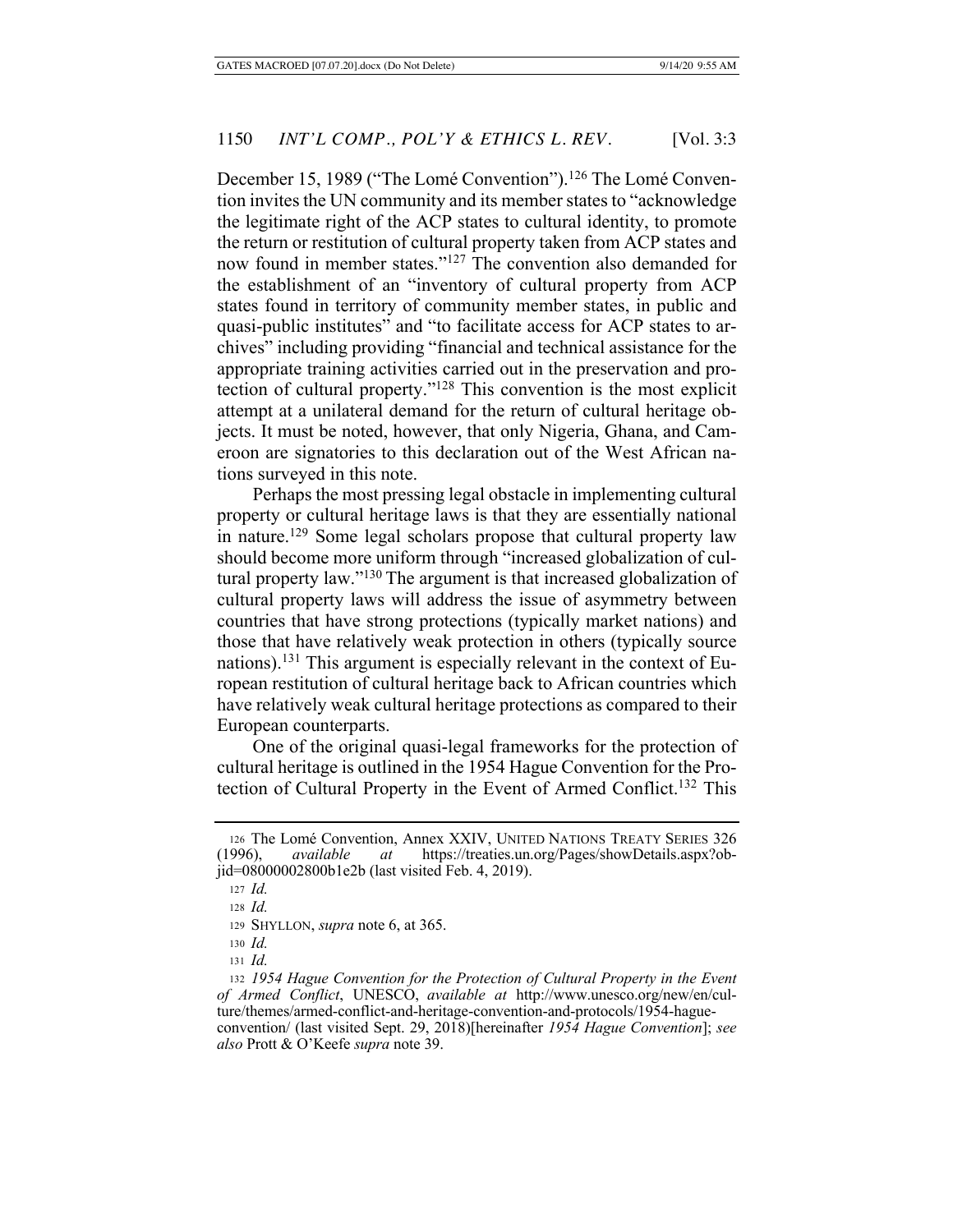December 15, 1989 ("The Lomé Convention").[126] The Lomé Convention invites the UN community and its member states to "acknowledge the legitimate right of the ACP states to cultural identity, to promote the return or restitution of cultural property taken from ACP states and now found in member states."[127] The convention also demanded for the establishment of an "inventory of cultural property from ACP states found in territory of community member states, in public and quasi-public institutes" and "to facilitate access for ACP states to archives" including providing "financial and technical assistance for the appropriate training activities carried out in the preservation and protection of cultural property."[128] This convention is the most explicit attempt at a unilateral demand for the return of cultural heritage objects. It must be noted, however, that only Nigeria, Ghana, and Cameroon are signatories to this declaration out of the West African nations surveyed in this note.

Perhaps the most pressing legal obstacle in implementing cultural property or cultural heritage laws is that they are essentially national in nature.[129] Some legal scholars propose that cultural property law should become more uniform through "increased globalization of cultural property law."[130] The argument is that increased globalization of cultural property laws will address the issue of asymmetry between countries that have strong protections (typically market nations) and those that have relatively weak protection in others (typically source nations).[131] This argument is especially relevant in the context of European restitution of cultural heritage back to African countries which have relatively weak cultural heritage protections as compared to their European counterparts.

One of the original quasi-legal frameworks for the protection of cultural heritage is outlined in the 1954 Hague Convention for the Protection of Cultural Property in the Event of Armed Conflict.[132] This

---

126 The Lomé Convention, Annex XXIV, UNITED NATIONS TREATY SERIES 326 (1996), *available at* https://treaties.un.org/Pages/showDetails.aspx?objid=08000002800b1e2b (last visited Feb. 4, 2019).

127 *Id.*

128 *Id.*

129 SHYLLON, *supra* note 6, at 365.

130 *Id.*

131 *Id.*

132 *1954 Hague Convention for the Protection of Cultural Property in the Event of Armed Conflict*, UNESCO, *available at* http://www.unesco.org/new/en/culture/themes/armed-conflict-and-heritage-convention-and-protocols/1954-hague-convention/ (last visited Sept. 29, 2018)[hereinafter *1954 Hague Convention*]; *see also* Prott & O'Keefe *supra* note 39.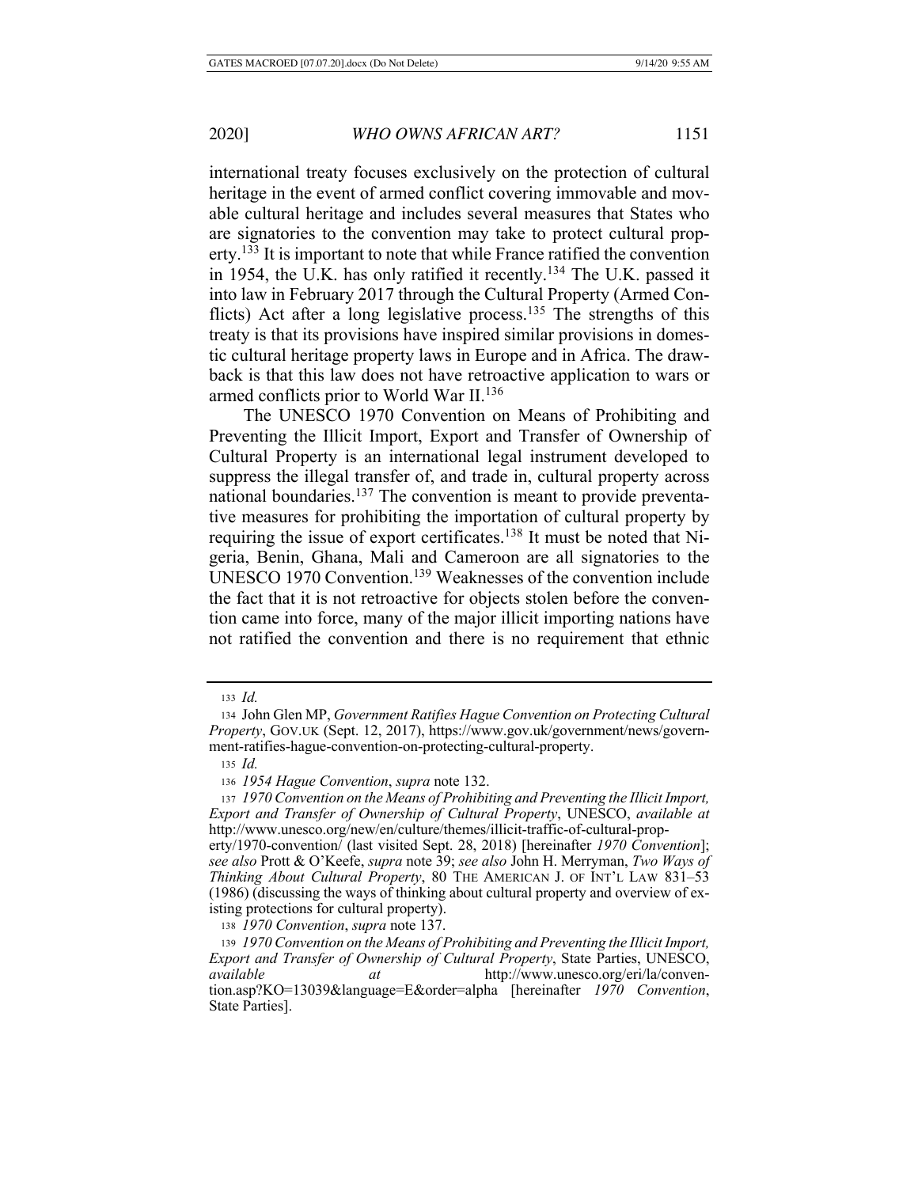international treaty focuses exclusively on the protection of cultural heritage in the event of armed conflict covering immovable and movable cultural heritage and includes several measures that States who are signatories to the convention may take to protect cultural property.[133] It is important to note that while France ratified the convention in 1954, the U.K. has only ratified it recently.[134] The U.K. passed it into law in February 2017 through the Cultural Property (Armed Conflicts) Act after a long legislative process.[135] The strengths of this treaty is that its provisions have inspired similar provisions in domestic cultural heritage property laws in Europe and in Africa. The drawback is that this law does not have retroactive application to wars or armed conflicts prior to World War II.[136]

The UNESCO 1970 Convention on Means of Prohibiting and Preventing the Illicit Import, Export and Transfer of Ownership of Cultural Property is an international legal instrument developed to suppress the illegal transfer of, and trade in, cultural property across national boundaries.[137] The convention is meant to provide preventative measures for prohibiting the importation of cultural property by requiring the issue of export certificates.[138] It must be noted that Nigeria, Benin, Ghana, Mali and Cameroon are all signatories to the UNESCO 1970 Convention.[139] Weaknesses of the convention include the fact that it is not retroactive for objects stolen before the convention came into force, many of the major illicit importing nations have not ratified the convention and there is no requirement that ethnic

---

133 *Id.*

134 John Glen MP, *Government Ratifies Hague Convention on Protecting Cultural Property*, GOV.UK (Sept. 12, 2017), https://www.gov.uk/government/news/government-ratifies-hague-convention-on-protecting-cultural-property.

135 *Id.*

136 *1954 Hague Convention*, *supra* note 132.

137 *1970 Convention on the Means of Prohibiting and Preventing the Illicit Import, Export and Transfer of Ownership of Cultural Property*, UNESCO, *available at* http://www.unesco.org/new/en/culture/themes/illicit-traffic-of-cultural-property/1970-convention/ (last visited Sept. 28, 2018) [hereinafter *1970 Convention*]; *see also* Prott & O'Keefe, *supra* note 39; *see also* John H. Merryman, *Two Ways of Thinking About Cultural Property*, 80 THE AMERICAN J. OF INT'L LAW 831–53 (1986) (discussing the ways of thinking about cultural property and overview of existing protections for cultural property).

138 *1970 Convention*, *supra* note 137.

139 *1970 Convention on the Means of Prohibiting and Preventing the Illicit Import, Export and Transfer of Ownership of Cultural Property*, State Parties, UNESCO, *available at* http://www.unesco.org/eri/la/convention.asp?KO=13039&language=E&order=alpha [hereinafter *1970 Convention*, State Parties].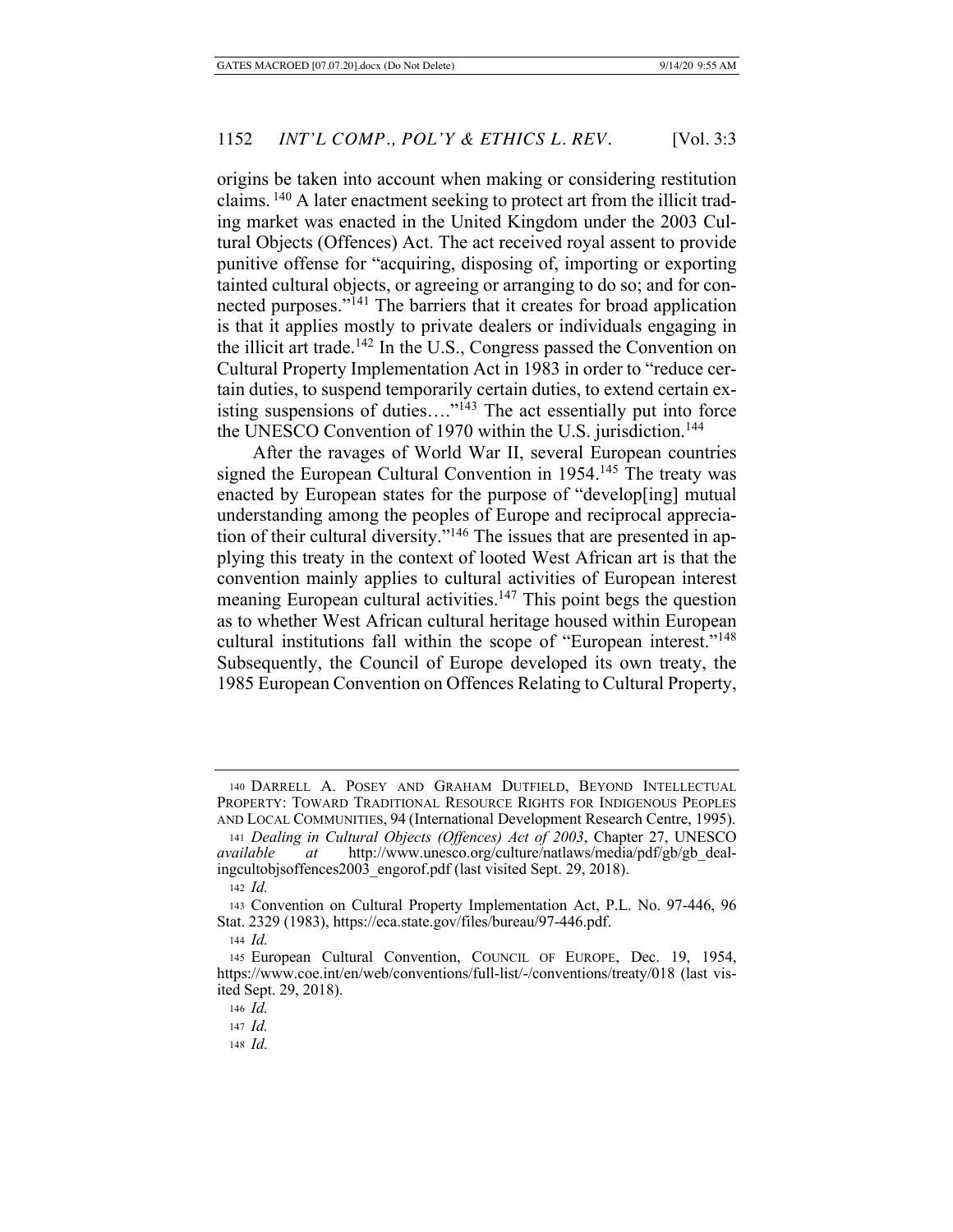origins be taken into account when making or considering restitution claims. [140] A later enactment seeking to protect art from the illicit trading market was enacted in the United Kingdom under the 2003 Cultural Objects (Offences) Act. The act received royal assent to provide punitive offense for "acquiring, disposing of, importing or exporting tainted cultural objects, or agreeing or arranging to do so; and for connected purposes."[141] The barriers that it creates for broad application is that it applies mostly to private dealers or individuals engaging in the illicit art trade.[142] In the U.S., Congress passed the Convention on Cultural Property Implementation Act in 1983 in order to "reduce certain duties, to suspend temporarily certain duties, to extend certain existing suspensions of duties…."[143] The act essentially put into force the UNESCO Convention of 1970 within the U.S. jurisdiction.[144]

After the ravages of World War II, several European countries signed the European Cultural Convention in 1954.[145] The treaty was enacted by European states for the purpose of "develop[ing] mutual understanding among the peoples of Europe and reciprocal appreciation of their cultural diversity."[146] The issues that are presented in applying this treaty in the context of looted West African art is that the convention mainly applies to cultural activities of European interest meaning European cultural activities.[147] This point begs the question as to whether West African cultural heritage housed within European cultural institutions fall within the scope of "European interest."[148] Subsequently, the Council of Europe developed its own treaty, the 1985 European Convention on Offences Relating to Cultural Property,

---

140 DARRELL A. POSEY AND GRAHAM DUTFIELD, BEYOND INTELLECTUAL PROPERTY: TOWARD TRADITIONAL RESOURCE RIGHTS FOR INDIGENOUS PEOPLES AND LOCAL COMMUNITIES, 94 (International Development Research Centre, 1995).

141 *Dealing in Cultural Objects (Offences) Act of 2003*, Chapter 27, UNESCO *available at* http://www.unesco.org/culture/natlaws/media/pdf/gb/gb_dealingcultobjsoffences2003_engorof.pdf (last visited Sept. 29, 2018).

142 *Id.*

143 Convention on Cultural Property Implementation Act, P.L. No. 97-446, 96 Stat. 2329 (1983), https://eca.state.gov/files/bureau/97-446.pdf.

144 *Id.*

145 European Cultural Convention, COUNCIL OF EUROPE, Dec. 19, 1954, https://www.coe.int/en/web/conventions/full-list/-/conventions/treaty/018 (last visited Sept. 29, 2018).

146 *Id.*

147 *Id.*

148 *Id.*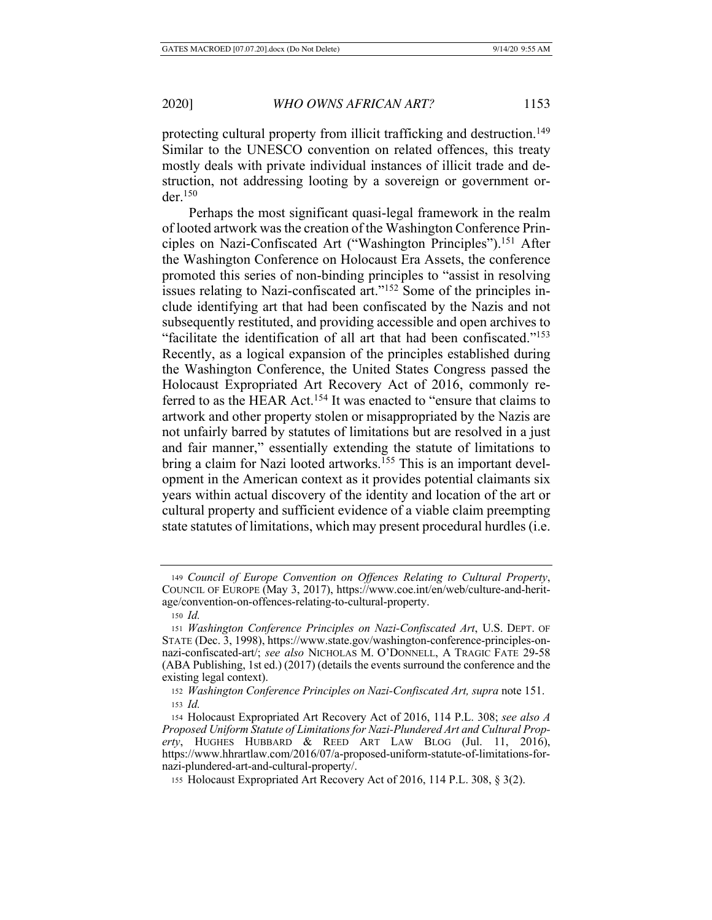protecting cultural property from illicit trafficking and destruction.[149] Similar to the UNESCO convention on related offences, this treaty mostly deals with private individual instances of illicit trade and destruction, not addressing looting by a sovereign or government order.[150]

Perhaps the most significant quasi-legal framework in the realm of looted artwork was the creation of the Washington Conference Principles on Nazi-Confiscated Art ("Washington Principles").[151] After the Washington Conference on Holocaust Era Assets, the conference promoted this series of non-binding principles to "assist in resolving issues relating to Nazi-confiscated art."[152] Some of the principles include identifying art that had been confiscated by the Nazis and not subsequently restituted, and providing accessible and open archives to "facilitate the identification of all art that had been confiscated."[153] Recently, as a logical expansion of the principles established during the Washington Conference, the United States Congress passed the Holocaust Expropriated Art Recovery Act of 2016, commonly referred to as the HEAR Act.[154] It was enacted to "ensure that claims to artwork and other property stolen or misappropriated by the Nazis are not unfairly barred by statutes of limitations but are resolved in a just and fair manner," essentially extending the statute of limitations to bring a claim for Nazi looted artworks.[155] This is an important development in the American context as it provides potential claimants six years within actual discovery of the identity and location of the art or cultural property and sufficient evidence of a viable claim preempting state statutes of limitations, which may present procedural hurdles (i.e.

---

149 *Council of Europe Convention on Offences Relating to Cultural Property*, COUNCIL OF EUROPE (May 3, 2017), https://www.coe.int/en/web/culture-and-heritage/convention-on-offences-relating-to-cultural-property.

150 *Id.*

151 *Washington Conference Principles on Nazi-Confiscated Art*, U.S. DEPT. OF STATE (Dec. 3, 1998), https://www.state.gov/washington-conference-principles-on-nazi-confiscated-art/; *see also* NICHOLAS M. O'DONNELL, A TRAGIC FATE 29-58 (ABA Publishing, 1st ed.) (2017) (details the events surround the conference and the existing legal context).

152 *Washington Conference Principles on Nazi-Confiscated Art, supra* note 151.

153 *Id.*

154 Holocaust Expropriated Art Recovery Act of 2016, 114 P.L. 308; *see also A Proposed Uniform Statute of Limitations for Nazi-Plundered Art and Cultural Property*, HUGHES HUBBARD & REED ART LAW BLOG (Jul. 11, 2016), https://www.hhrartlaw.com/2016/07/a-proposed-uniform-statute-of-limitations-for-nazi-plundered-art-and-cultural-property/.

155 Holocaust Expropriated Art Recovery Act of 2016, 114 P.L. 308, § 3(2).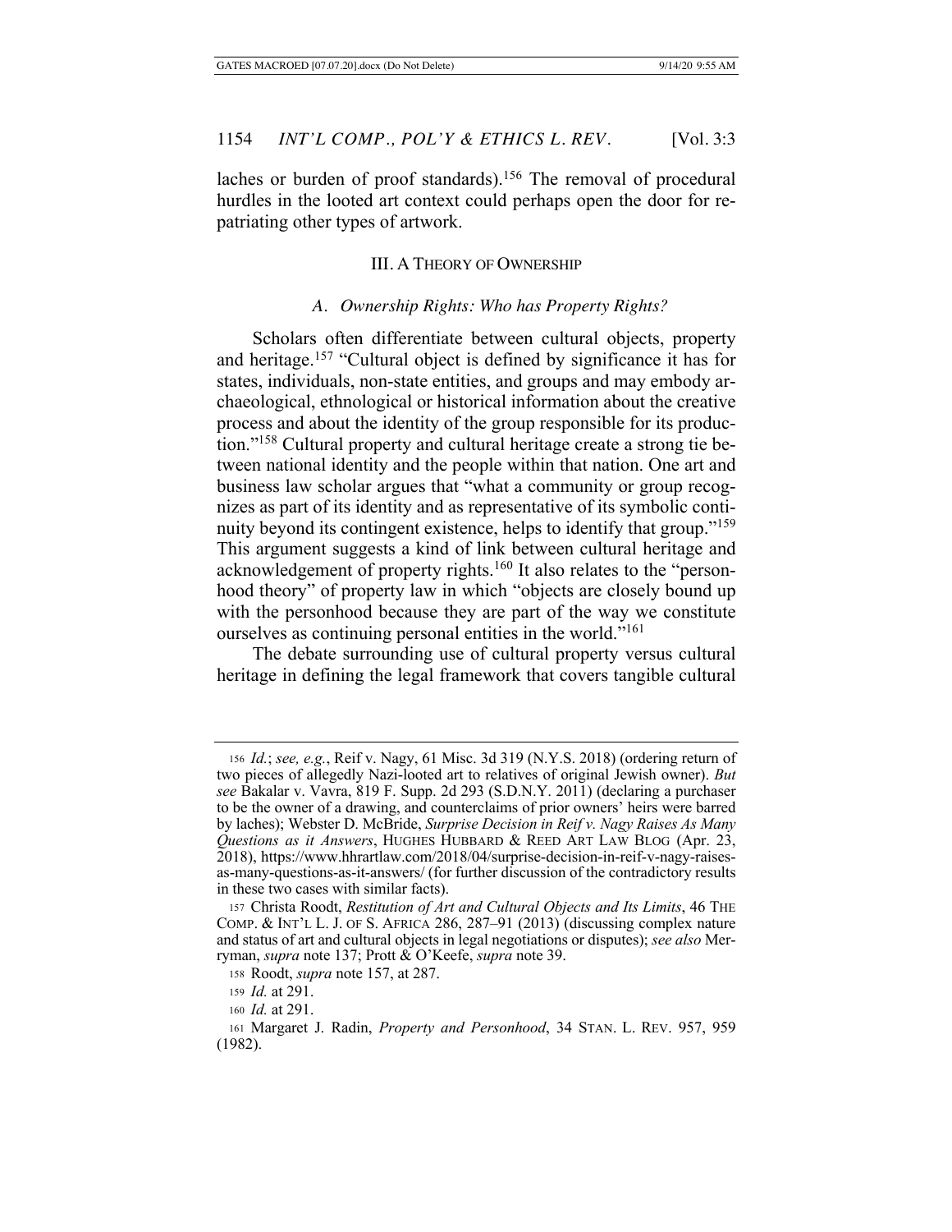laches or burden of proof standards).[156] The removal of procedural hurdles in the looted art context could perhaps open the door for repatriating other types of artwork.

## III. A THEORY OF OWNERSHIP

### *A. Ownership Rights: Who has Property Rights?*

Scholars often differentiate between cultural objects, property and heritage.[157] "Cultural object is defined by significance it has for states, individuals, non-state entities, and groups and may embody archaeological, ethnological or historical information about the creative process and about the identity of the group responsible for its production."[158] Cultural property and cultural heritage create a strong tie between national identity and the people within that nation. One art and business law scholar argues that "what a community or group recognizes as part of its identity and as representative of its symbolic continuity beyond its contingent existence, helps to identify that group."[159] This argument suggests a kind of link between cultural heritage and acknowledgement of property rights.[160] It also relates to the "personhood theory" of property law in which "objects are closely bound up with the personhood because they are part of the way we constitute ourselves as continuing personal entities in the world."[161]

The debate surrounding use of cultural property versus cultural heritage in defining the legal framework that covers tangible cultural

---

156 *Id.*; *see, e.g.*, Reif v. Nagy, 61 Misc. 3d 319 (N.Y.S. 2018) (ordering return of two pieces of allegedly Nazi-looted art to relatives of original Jewish owner). *But see* Bakalar v. Vavra, 819 F. Supp. 2d 293 (S.D.N.Y. 2011) (declaring a purchaser to be the owner of a drawing, and counterclaims of prior owners' heirs were barred by laches); Webster D. McBride, *Surprise Decision in Reif v. Nagy Raises As Many Questions as it Answers*, HUGHES HUBBARD & REED ART LAW BLOG (Apr. 23, 2018), https://www.hhrartlaw.com/2018/04/surprise-decision-in-reif-v-nagy-raises-as-many-questions-as-it-answers/ (for further discussion of the contradictory results in these two cases with similar facts).

157 Christa Roodt, *Restitution of Art and Cultural Objects and Its Limits*, 46 THE COMP. & INT'L L. J. OF S. AFRICA 286, 287–91 (2013) (discussing complex nature and status of art and cultural objects in legal negotiations or disputes); *see also* Merryman, *supra* note 137; Prott & O'Keefe, *supra* note 39.

158 Roodt, *supra* note 157, at 287.

159 *Id.* at 291.

160 *Id.* at 291.

161 Margaret J. Radin, *Property and Personhood*, 34 STAN. L. REV. 957, 959 (1982).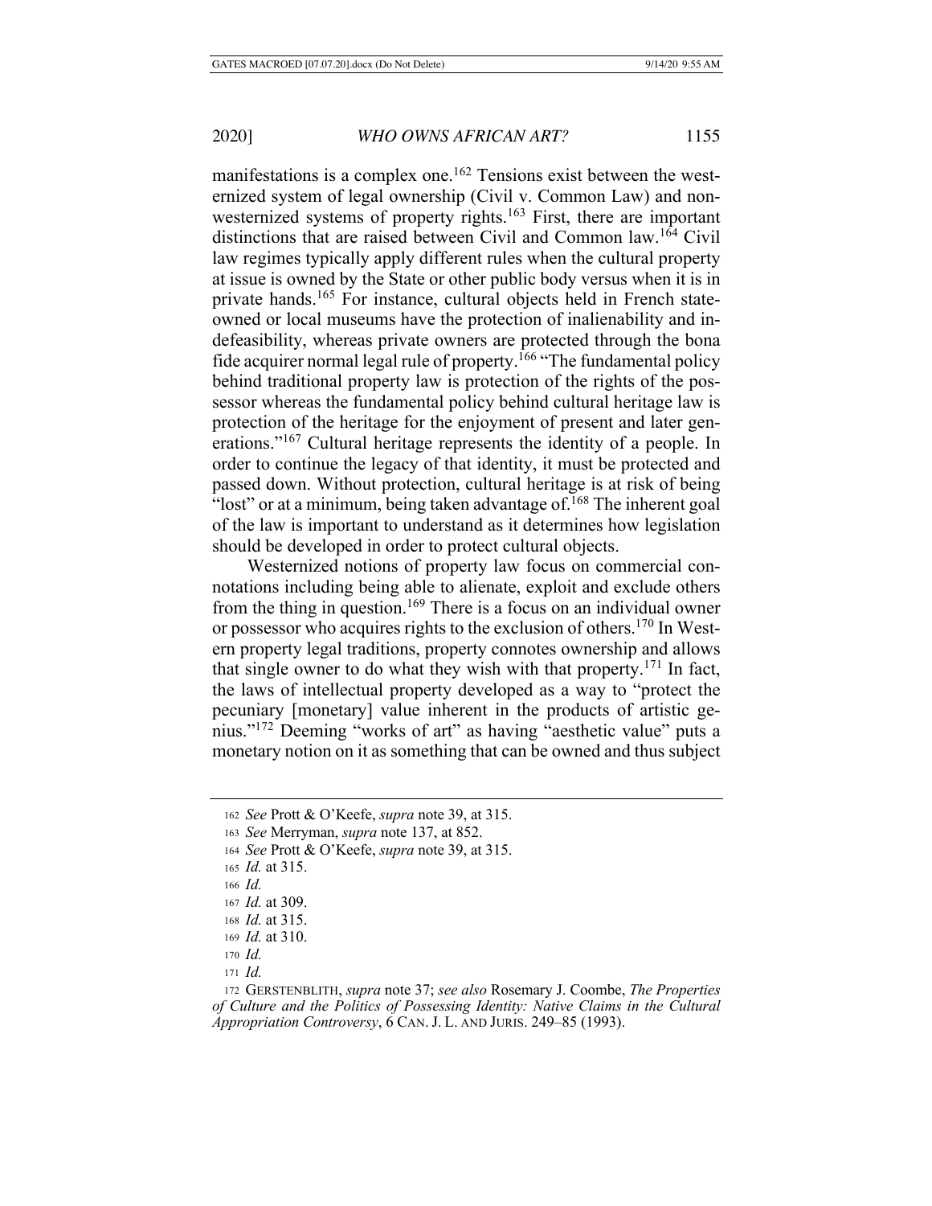manifestations is a complex one.[162] Tensions exist between the westernized system of legal ownership (Civil v. Common Law) and non-westernized systems of property rights.[163] First, there are important distinctions that are raised between Civil and Common law.[164] Civil law regimes typically apply different rules when the cultural property at issue is owned by the State or other public body versus when it is in private hands.[165] For instance, cultural objects held in French state-owned or local museums have the protection of inalienability and indefeasibility, whereas private owners are protected through the bona fide acquirer normal legal rule of property.[166] "The fundamental policy behind traditional property law is protection of the rights of the possessor whereas the fundamental policy behind cultural heritage law is protection of the heritage for the enjoyment of present and later generations."[167] Cultural heritage represents the identity of a people. In order to continue the legacy of that identity, it must be protected and passed down. Without protection, cultural heritage is at risk of being "lost" or at a minimum, being taken advantage of.[168] The inherent goal of the law is important to understand as it determines how legislation should be developed in order to protect cultural objects.

Westernized notions of property law focus on commercial connotations including being able to alienate, exploit and exclude others from the thing in question.[169] There is a focus on an individual owner or possessor who acquires rights to the exclusion of others.[170] In Western property legal traditions, property connotes ownership and allows that single owner to do what they wish with that property.[171] In fact, the laws of intellectual property developed as a way to "protect the pecuniary [monetary] value inherent in the products of artistic genius."[172] Deeming "works of art" as having "aesthetic value" puts a monetary notion on it as something that can be owned and thus subject

---

162 *See* Prott & O'Keefe, *supra* note 39, at 315.

163 *See* Merryman, *supra* note 137, at 852.

164 *See* Prott & O'Keefe, *supra* note 39, at 315.

165 *Id.* at 315.

166 *Id.*

167 *Id.* at 309.

168 *Id.* at 315.

169 *Id.* at 310.

170 *Id.*

171 *Id.*

172 GERSTENBLITH, *supra* note 37; *see also* Rosemary J. Coombe, *The Properties of Culture and the Politics of Possessing Identity: Native Claims in the Cultural Appropriation Controversy*, 6 CAN. J. L. AND JURIS. 249–85 (1993).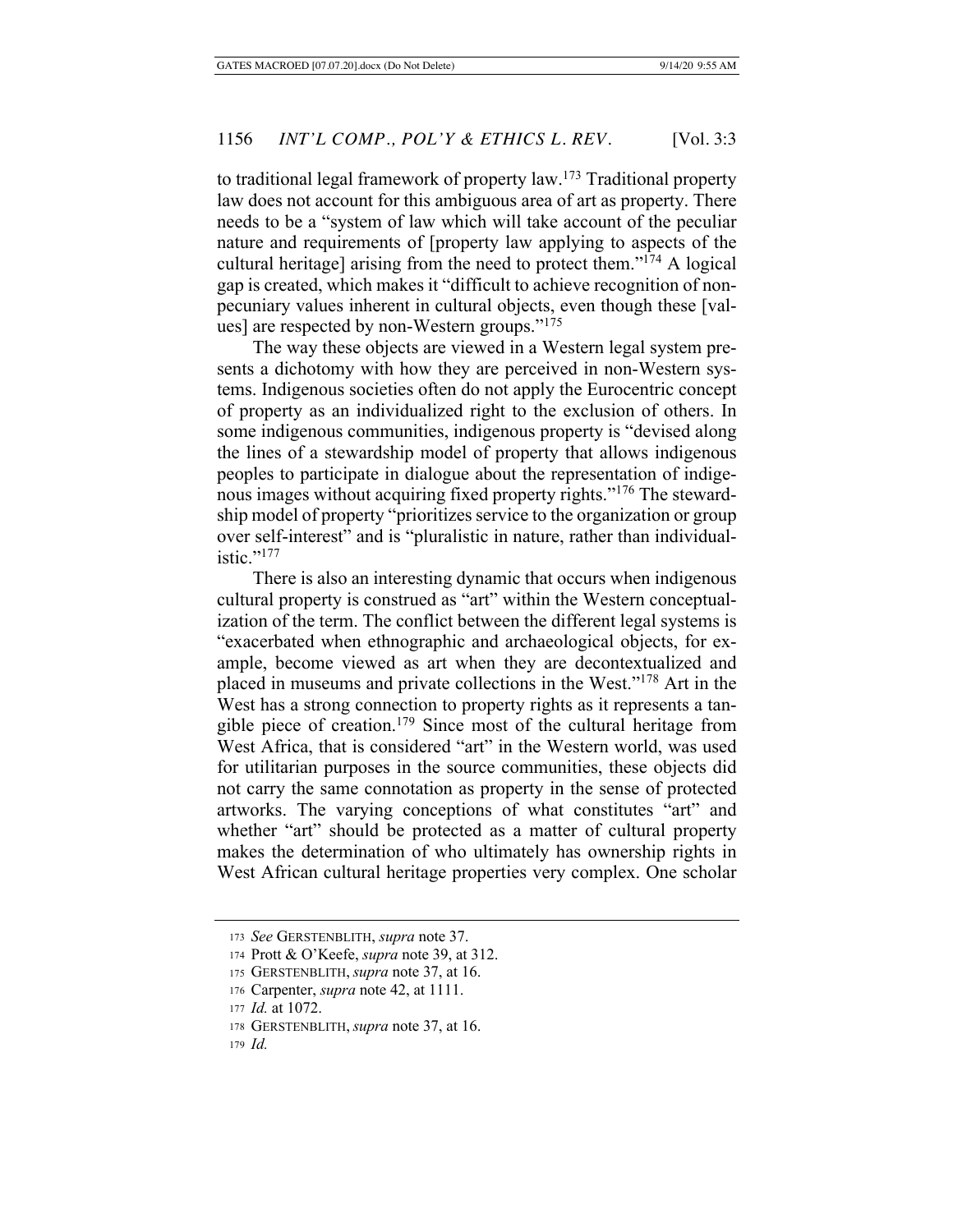to traditional legal framework of property law.[173] Traditional property law does not account for this ambiguous area of art as property. There needs to be a "system of law which will take account of the peculiar nature and requirements of [property law applying to aspects of the cultural heritage] arising from the need to protect them."[174] A logical gap is created, which makes it "difficult to achieve recognition of non-pecuniary values inherent in cultural objects, even though these [values] are respected by non-Western groups."[175]

The way these objects are viewed in a Western legal system presents a dichotomy with how they are perceived in non-Western systems. Indigenous societies often do not apply the Eurocentric concept of property as an individualized right to the exclusion of others. In some indigenous communities, indigenous property is "devised along the lines of a stewardship model of property that allows indigenous peoples to participate in dialogue about the representation of indigenous images without acquiring fixed property rights."[176] The stewardship model of property "prioritizes service to the organization or group over self-interest" and is "pluralistic in nature, rather than individualistic."[177]

There is also an interesting dynamic that occurs when indigenous cultural property is construed as "art" within the Western conceptualization of the term. The conflict between the different legal systems is "exacerbated when ethnographic and archaeological objects, for example, become viewed as art when they are decontextualized and placed in museums and private collections in the West."[178] Art in the West has a strong connection to property rights as it represents a tangible piece of creation.[179] Since most of the cultural heritage from West Africa, that is considered "art" in the Western world, was used for utilitarian purposes in the source communities, these objects did not carry the same connotation as property in the sense of protected artworks. The varying conceptions of what constitutes "art" and whether "art" should be protected as a matter of cultural property makes the determination of who ultimately has ownership rights in West African cultural heritage properties very complex. One scholar

---

173 *See* GERSTENBLITH, *supra* note 37.

174 Prott & O'Keefe, *supra* note 39, at 312.

175 GERSTENBLITH, *supra* note 37, at 16.

176 Carpenter, *supra* note 42, at 1111.

177 *Id.* at 1072.

178 GERSTENBLITH, *supra* note 37, at 16.

179 *Id.*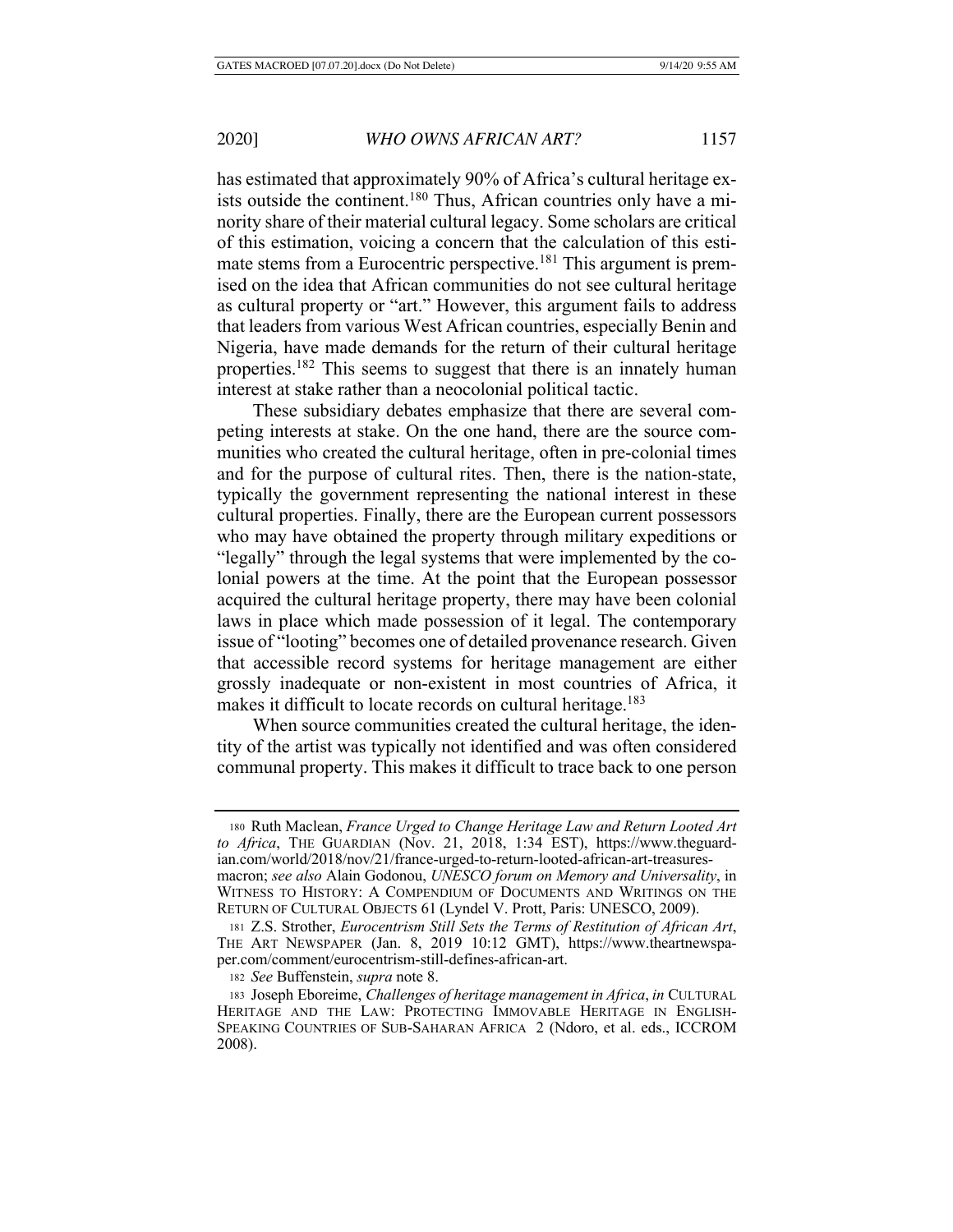has estimated that approximately 90% of Africa's cultural heritage exists outside the continent.[180] Thus, African countries only have a minority share of their material cultural legacy. Some scholars are critical of this estimation, voicing a concern that the calculation of this estimate stems from a Eurocentric perspective.[181] This argument is premised on the idea that African communities do not see cultural heritage as cultural property or "art." However, this argument fails to address that leaders from various West African countries, especially Benin and Nigeria, have made demands for the return of their cultural heritage properties.[182] This seems to suggest that there is an innately human interest at stake rather than a neocolonial political tactic.

These subsidiary debates emphasize that there are several competing interests at stake. On the one hand, there are the source communities who created the cultural heritage, often in pre-colonial times and for the purpose of cultural rites. Then, there is the nation-state, typically the government representing the national interest in these cultural properties. Finally, there are the European current possessors who may have obtained the property through military expeditions or "legally" through the legal systems that were implemented by the colonial powers at the time. At the point that the European possessor acquired the cultural heritage property, there may have been colonial laws in place which made possession of it legal. The contemporary issue of "looting" becomes one of detailed provenance research. Given that accessible record systems for heritage management are either grossly inadequate or non-existent in most countries of Africa, it makes it difficult to locate records on cultural heritage.[183]

When source communities created the cultural heritage, the identity of the artist was typically not identified and was often considered communal property. This makes it difficult to trace back to one person

---

180 Ruth Maclean, *France Urged to Change Heritage Law and Return Looted Art to Africa*, THE GUARDIAN (Nov. 21, 2018, 1:34 EST), https://www.theguardian.com/world/2018/nov/21/france-urged-to-return-looted-african-art-treasures-macron; *see also* Alain Godonou, *UNESCO forum on Memory and Universality*, in WITNESS TO HISTORY: A COMPENDIUM OF DOCUMENTS AND WRITINGS ON THE RETURN OF CULTURAL OBJECTS 61 (Lyndel V. Prott, Paris: UNESCO, 2009).

181 Z.S. Strother, *Eurocentrism Still Sets the Terms of Restitution of African Art*, THE ART NEWSPAPER (Jan. 8, 2019 10:12 GMT), https://www.theartnewspaper.com/comment/eurocentrism-still-defines-african-art.

182 *See* Buffenstein, *supra* note 8.

183 Joseph Eboreime, *Challenges of heritage management in Africa*, *in* CULTURAL HERITAGE AND THE LAW: PROTECTING IMMOVABLE HERITAGE IN ENGLISH-SPEAKING COUNTRIES OF SUB-SAHARAN AFRICA 2 (Ndoro, et al. eds., ICCROM 2008).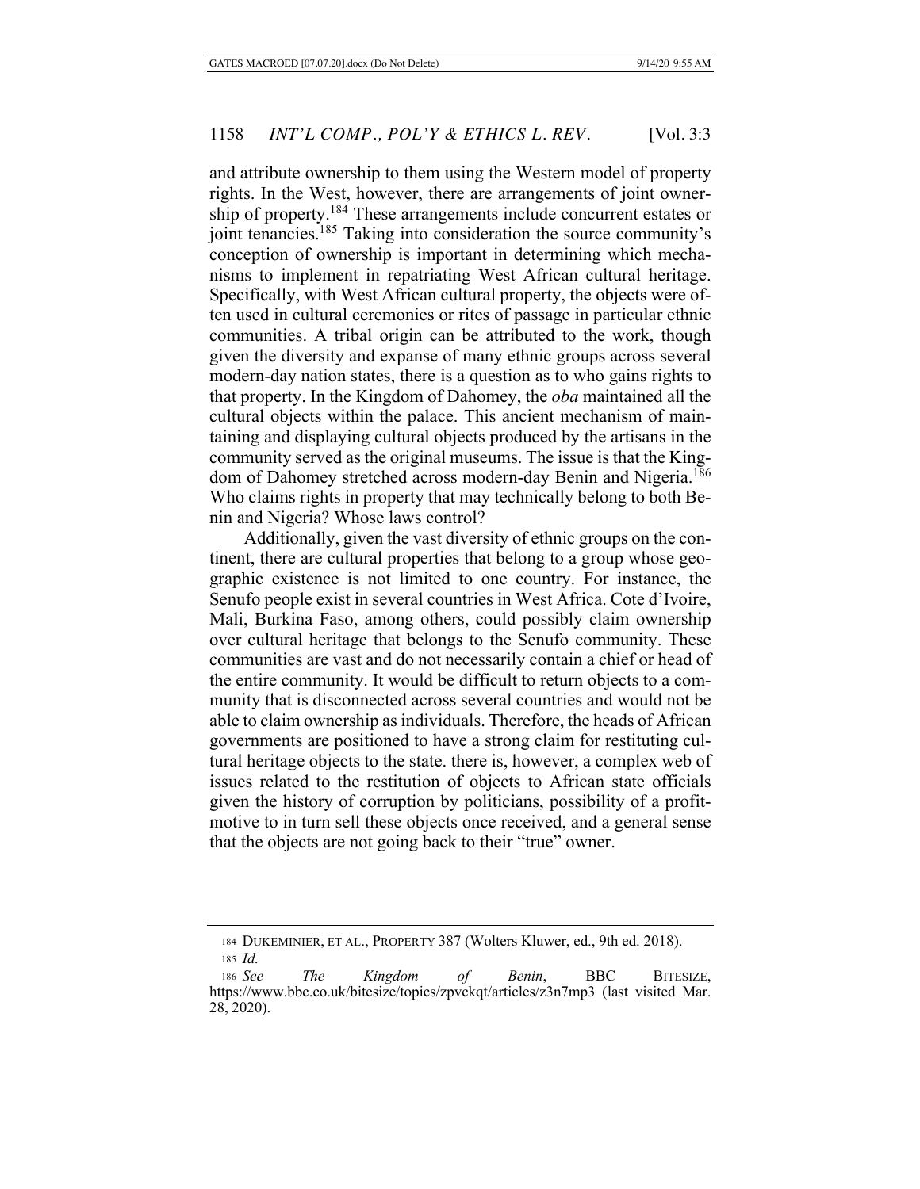and attribute ownership to them using the Western model of property rights. In the West, however, there are arrangements of joint ownership of property.[184] These arrangements include concurrent estates or joint tenancies.[185] Taking into consideration the source community's conception of ownership is important in determining which mechanisms to implement in repatriating West African cultural heritage. Specifically, with West African cultural property, the objects were often used in cultural ceremonies or rites of passage in particular ethnic communities. A tribal origin can be attributed to the work, though given the diversity and expanse of many ethnic groups across several modern-day nation states, there is a question as to who gains rights to that property. In the Kingdom of Dahomey, the *oba* maintained all the cultural objects within the palace. This ancient mechanism of maintaining and displaying cultural objects produced by the artisans in the community served as the original museums. The issue is that the Kingdom of Dahomey stretched across modern-day Benin and Nigeria.[186] Who claims rights in property that may technically belong to both Benin and Nigeria? Whose laws control?

Additionally, given the vast diversity of ethnic groups on the continent, there are cultural properties that belong to a group whose geographic existence is not limited to one country. For instance, the Senufo people exist in several countries in West Africa. Cote d'Ivoire, Mali, Burkina Faso, among others, could possibly claim ownership over cultural heritage that belongs to the Senufo community. These communities are vast and do not necessarily contain a chief or head of the entire community. It would be difficult to return objects to a community that is disconnected across several countries and would not be able to claim ownership as individuals. Therefore, the heads of African governments are positioned to have a strong claim for restituting cultural heritage objects to the state. there is, however, a complex web of issues related to the restitution of objects to African state officials given the history of corruption by politicians, possibility of a profit-motive to in turn sell these objects once received, and a general sense that the objects are not going back to their "true" owner.

---

184 DUKEMINIER, ET AL., PROPERTY 387 (Wolters Kluwer, ed., 9th ed. 2018).

185 *Id.*

186 *See The Kingdom of Benin*, BBC BITESIZE, https://www.bbc.co.uk/bitesize/topics/zpvckqt/articles/z3n7mp3 (last visited Mar. 28, 2020).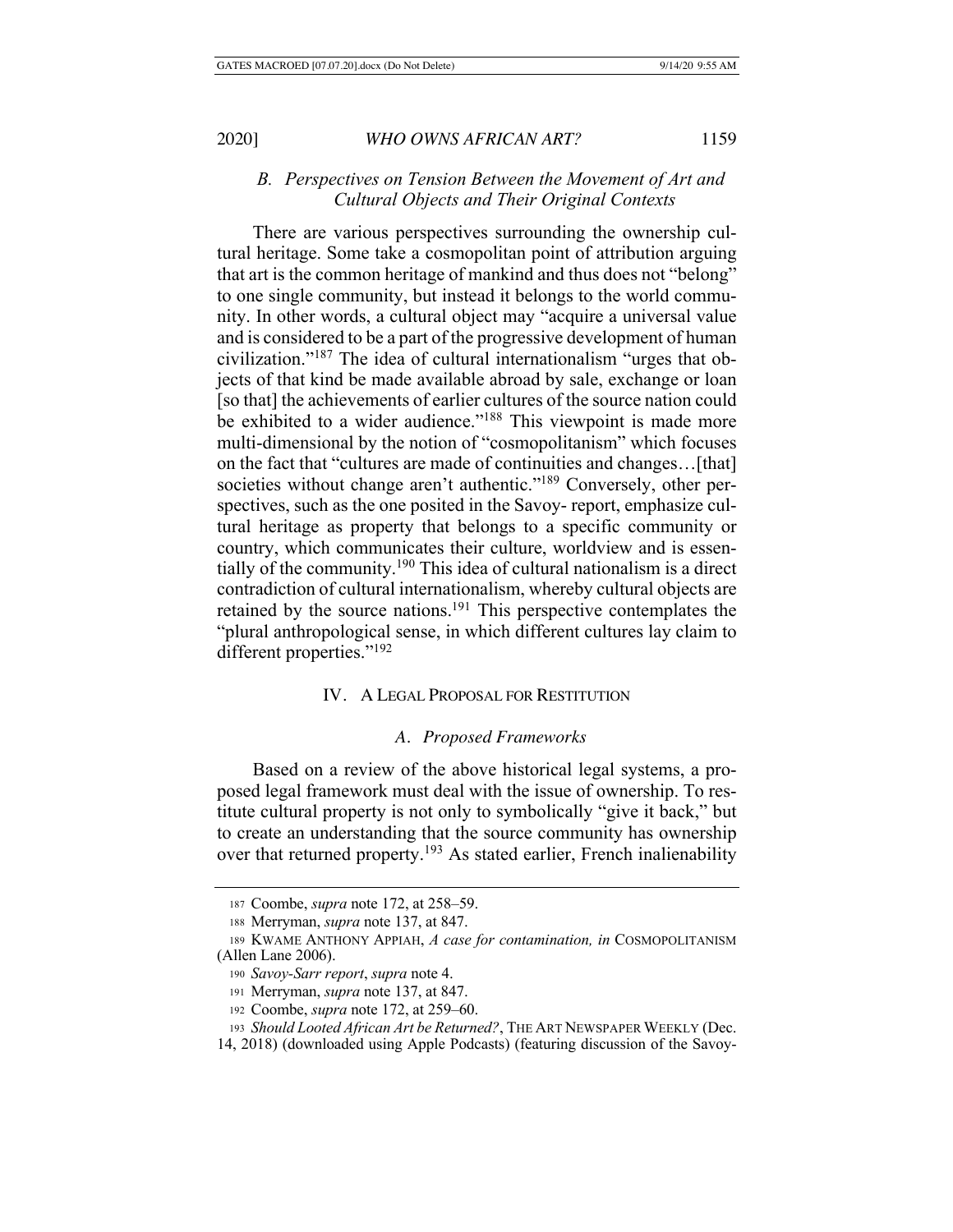### B. Perspectives on Tension Between the Movement of Art and Cultural Objects and Their Original Contexts

There are various perspectives surrounding the ownership cultural heritage. Some take a cosmopolitan point of attribution arguing that art is the common heritage of mankind and thus does not "belong" to one single community, but instead it belongs to the world community. In other words, a cultural object may "acquire a universal value and is considered to be a part of the progressive development of human civilization."[187] The idea of cultural internationalism "urges that objects of that kind be made available abroad by sale, exchange or loan [so that] the achievements of earlier cultures of the source nation could be exhibited to a wider audience."[188] This viewpoint is made more multi-dimensional by the notion of "cosmopolitanism" which focuses on the fact that "cultures are made of continuities and changes…[that] societies without change aren't authentic."[189] Conversely, other perspectives, such as the one posited in the Savoy- report, emphasize cultural heritage as property that belongs to a specific community or country, which communicates their culture, worldview and is essentially of the community.[190] This idea of cultural nationalism is a direct contradiction of cultural internationalism, whereby cultural objects are retained by the source nations.[191] This perspective contemplates the "plural anthropological sense, in which different cultures lay claim to different properties."[192]

## IV. A Legal Proposal for Restitution

### A. Proposed Frameworks

Based on a review of the above historical legal systems, a proposed legal framework must deal with the issue of ownership. To restitute cultural property is not only to symbolically "give it back," but to create an understanding that the source community has ownership over that returned property.[193] As stated earlier, French inalienability

---

187 Coombe, *supra* note 172, at 258–59.

188 Merryman, *supra* note 137, at 847.

189 KWAME ANTHONY APPIAH, *A case for contamination, in* COSMOPOLITANISM (Allen Lane 2006).

190 *Savoy-Sarr report*, *supra* note 4.

191 Merryman, *supra* note 137, at 847.

192 Coombe, *supra* note 172, at 259–60.

193 *Should Looted African Art be Returned?*, THE ART NEWSPAPER WEEKLY (Dec. 14, 2018) (downloaded using Apple Podcasts) (featuring discussion of the Savoy-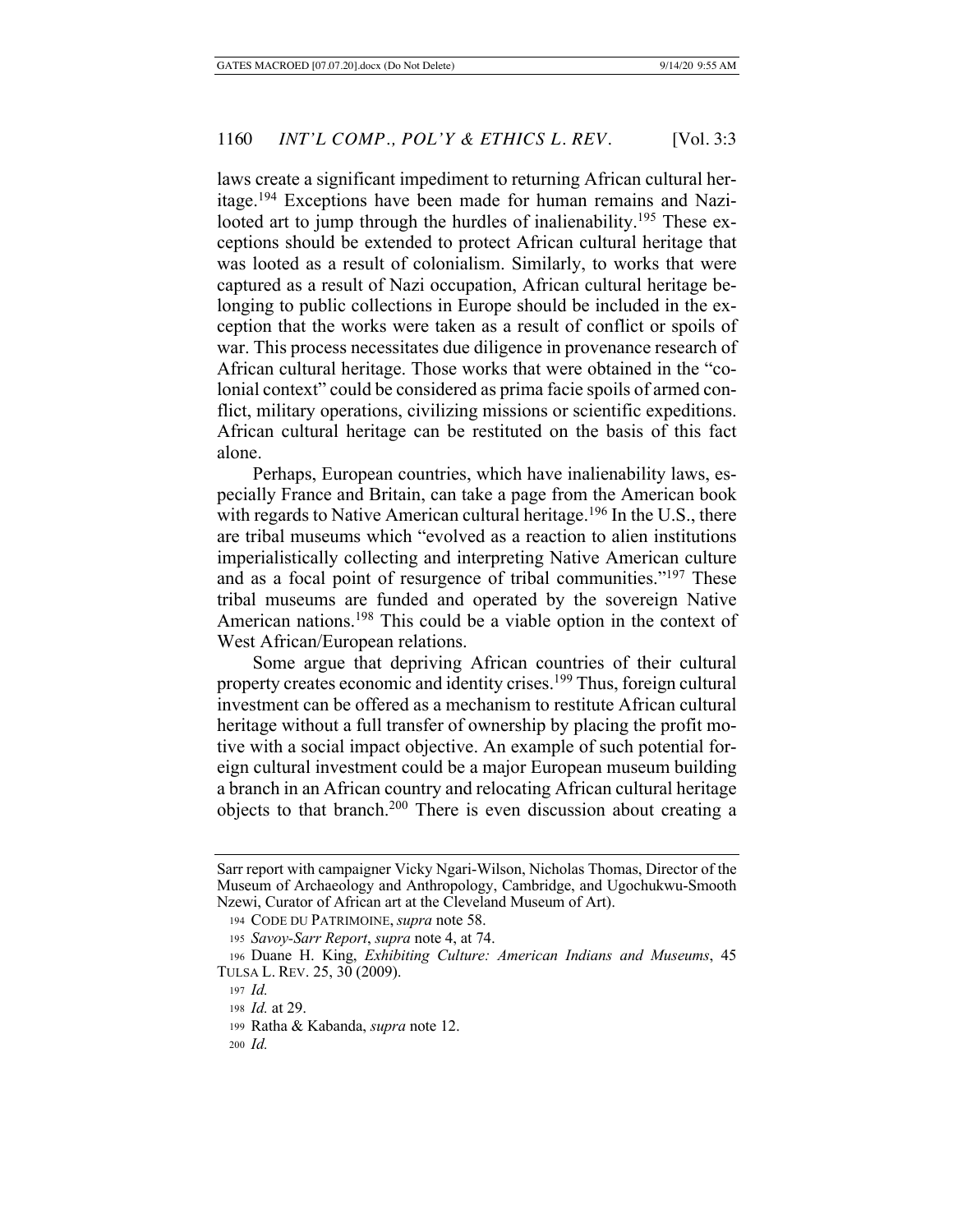laws create a significant impediment to returning African cultural heritage.[194] Exceptions have been made for human remains and Nazi-looted art to jump through the hurdles of inalienability.[195] These exceptions should be extended to protect African cultural heritage that was looted as a result of colonialism. Similarly, to works that were captured as a result of Nazi occupation, African cultural heritage belonging to public collections in Europe should be included in the exception that the works were taken as a result of conflict or spoils of war. This process necessitates due diligence in provenance research of African cultural heritage. Those works that were obtained in the "colonial context" could be considered as prima facie spoils of armed conflict, military operations, civilizing missions or scientific expeditions. African cultural heritage can be restituted on the basis of this fact alone.

Perhaps, European countries, which have inalienability laws, especially France and Britain, can take a page from the American book with regards to Native American cultural heritage.[196] In the U.S., there are tribal museums which "evolved as a reaction to alien institutions imperialistically collecting and interpreting Native American culture and as a focal point of resurgence of tribal communities."[197] These tribal museums are funded and operated by the sovereign Native American nations.[198] This could be a viable option in the context of West African/European relations.

Some argue that depriving African countries of their cultural property creates economic and identity crises.[199] Thus, foreign cultural investment can be offered as a mechanism to restitute African cultural heritage without a full transfer of ownership by placing the profit motive with a social impact objective. An example of such potential foreign cultural investment could be a major European museum building a branch in an African country and relocating African cultural heritage objects to that branch.[200] There is even discussion about creating a

---

Sarr report with campaigner Vicky Ngari-Wilson, Nicholas Thomas, Director of the Museum of Archaeology and Anthropology, Cambridge, and Ugochukwu-Smooth Nzewi, Curator of African art at the Cleveland Museum of Art).

194 CODE DU PATRIMOINE, *supra* note 58.

195 *Savoy-Sarr Report*, *supra* note 4, at 74.

196 Duane H. King, *Exhibiting Culture: American Indians and Museums*, 45 TULSA L. REV. 25, 30 (2009).

197 *Id.*

198 *Id.* at 29.

199 Ratha & Kabanda, *supra* note 12.

200 *Id.*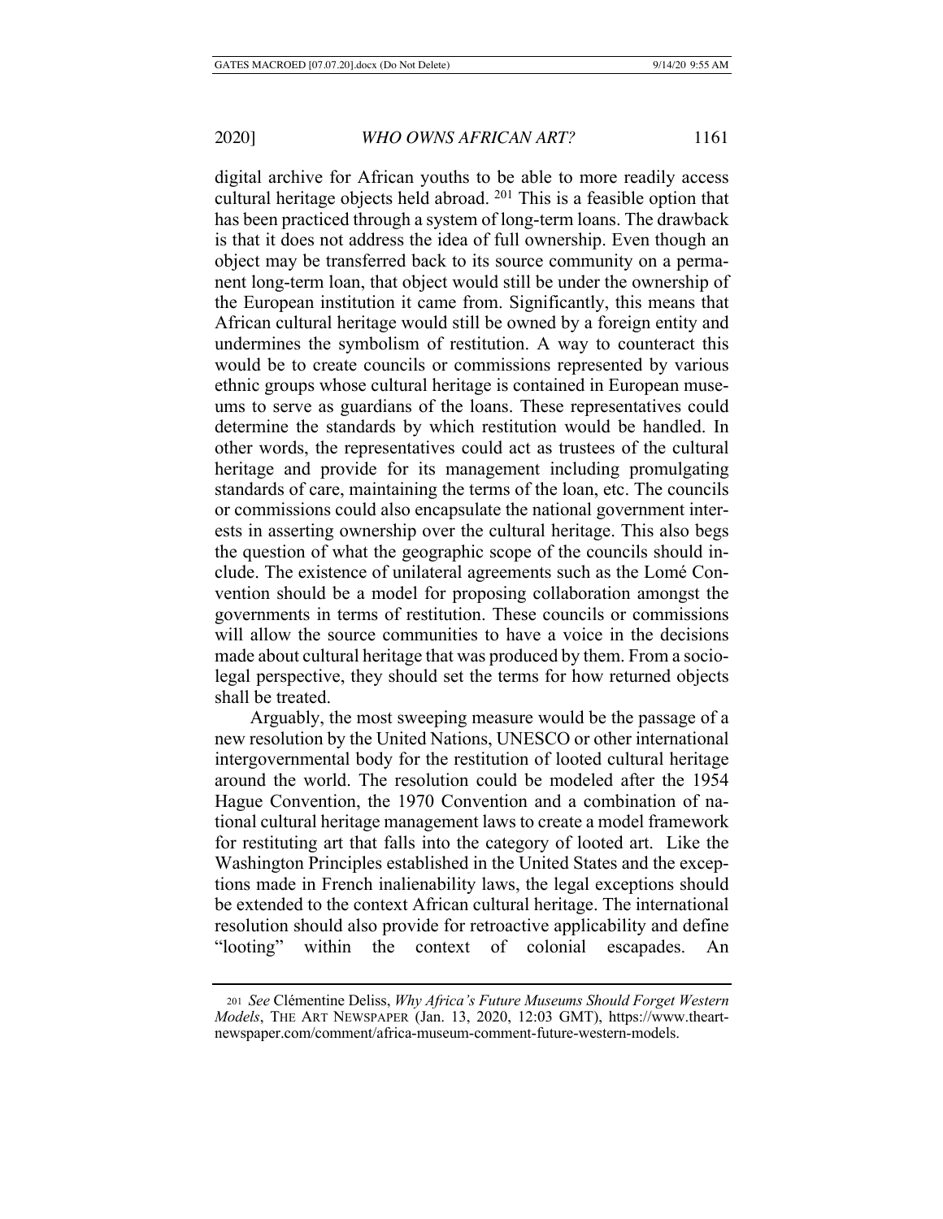digital archive for African youths to be able to more readily access cultural heritage objects held abroad. [201] This is a feasible option that has been practiced through a system of long-term loans. The drawback is that it does not address the idea of full ownership. Even though an object may be transferred back to its source community on a permanent long-term loan, that object would still be under the ownership of the European institution it came from. Significantly, this means that African cultural heritage would still be owned by a foreign entity and undermines the symbolism of restitution. A way to counteract this would be to create councils or commissions represented by various ethnic groups whose cultural heritage is contained in European museums to serve as guardians of the loans. These representatives could determine the standards by which restitution would be handled. In other words, the representatives could act as trustees of the cultural heritage and provide for its management including promulgating standards of care, maintaining the terms of the loan, etc. The councils or commissions could also encapsulate the national government interests in asserting ownership over the cultural heritage. This also begs the question of what the geographic scope of the councils should include. The existence of unilateral agreements such as the Lomé Convention should be a model for proposing collaboration amongst the governments in terms of restitution. These councils or commissions will allow the source communities to have a voice in the decisions made about cultural heritage that was produced by them. From a socio-legal perspective, they should set the terms for how returned objects shall be treated.

Arguably, the most sweeping measure would be the passage of a new resolution by the United Nations, UNESCO or other international intergovernmental body for the restitution of looted cultural heritage around the world. The resolution could be modeled after the 1954 Hague Convention, the 1970 Convention and a combination of national cultural heritage management laws to create a model framework for restituting art that falls into the category of looted art. Like the Washington Principles established in the United States and the exceptions made in French inalienability laws, the legal exceptions should be extended to the context African cultural heritage. The international resolution should also provide for retroactive applicability and define "looting" within the context of colonial escapades. An

[201] *See* Clémentine Deliss, *Why Africa's Future Museums Should Forget Western Models*, THE ART NEWSPAPER (Jan. 13, 2020, 12:03 GMT), https://www.theartnewspaper.com/comment/africa-museum-comment-future-western-models.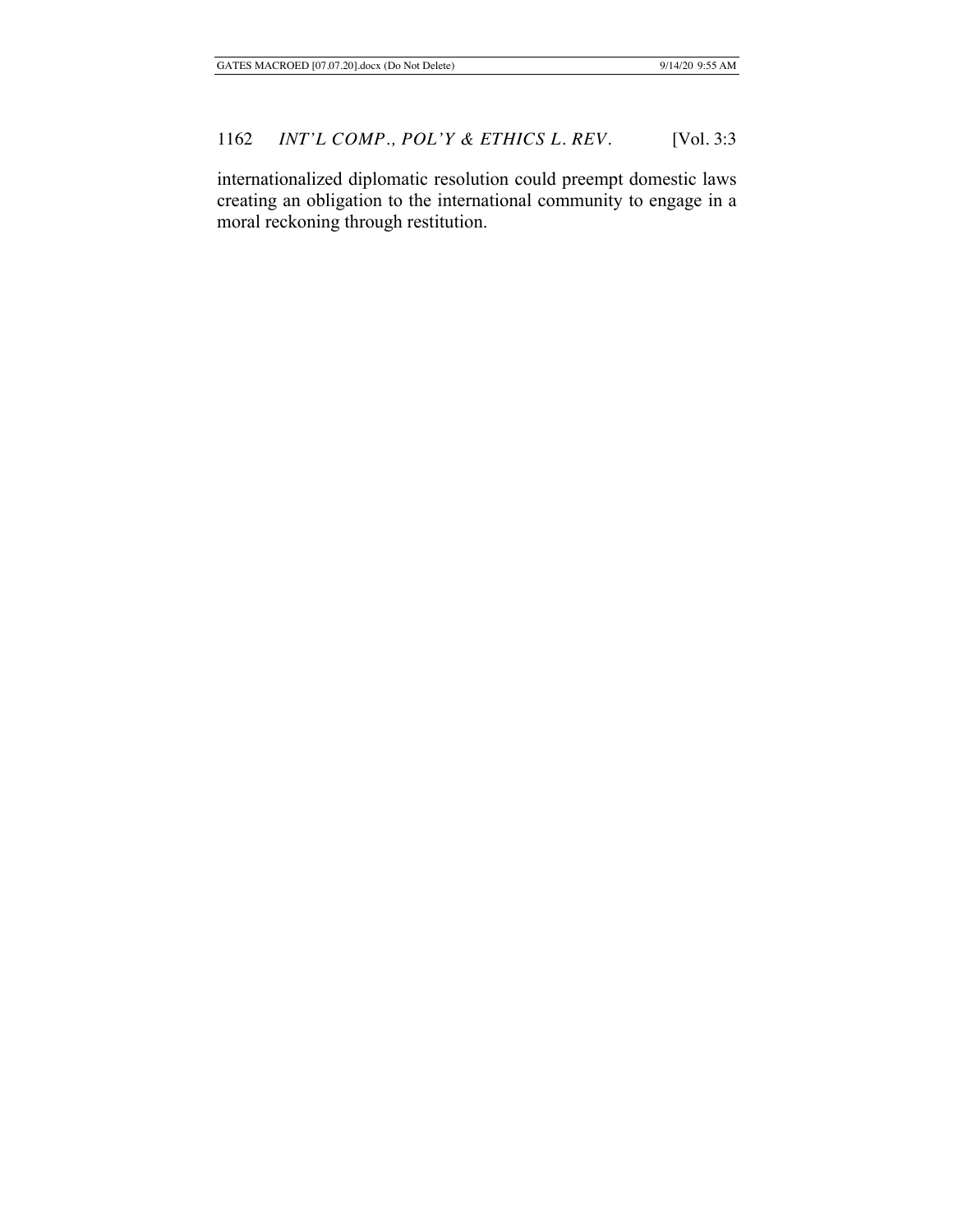internationalized diplomatic resolution could preempt domestic laws creating an obligation to the international community to engage in a moral reckoning through restitution.